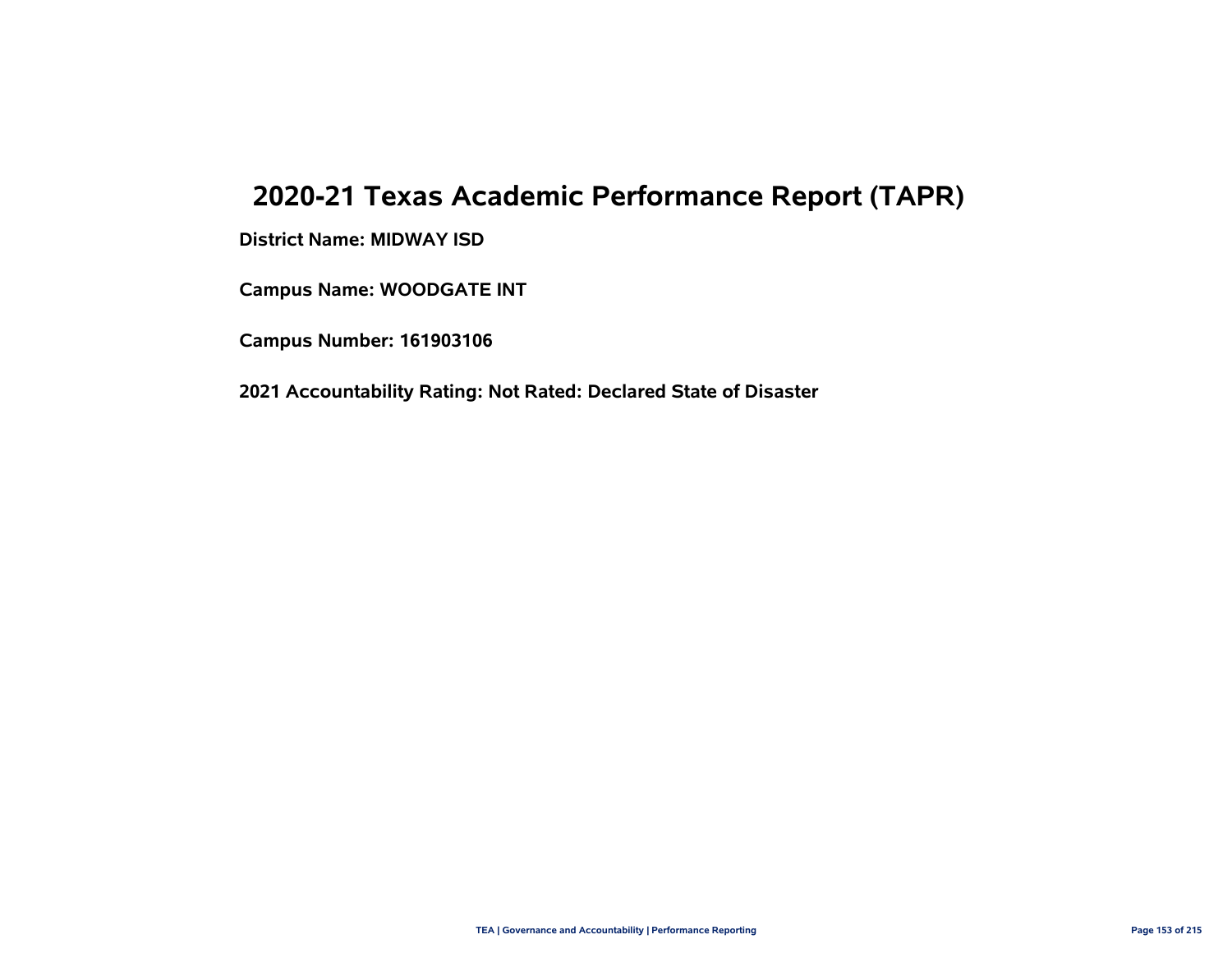# 2020-21 Texas Academic Performance Report (TAPR)

**District Name: MIDWAY ISD**

**Campus Name: WOODGATE INT**

**Campus Number: 161903106**

**2021 Accountability Rating: Not Rated: Declared State of Disaster**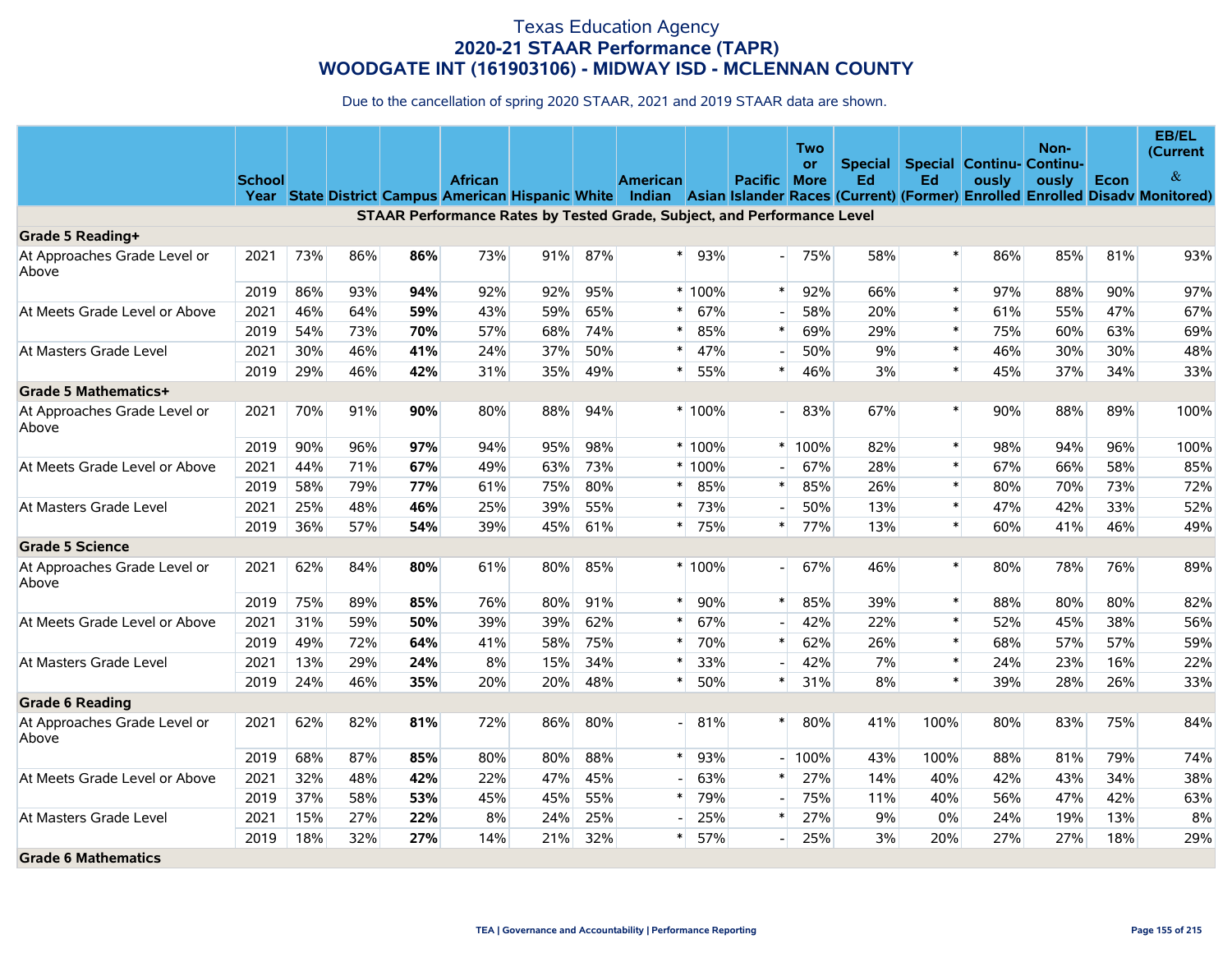# Texas Education Agency
## 2020-21 STAAR Performance (TAPR)
## WOODGATE INT (161903106) - MIDWAY ISD - MCLENNAN COUNTY

Due to the cancellation of spring 2020 STAAR, 2021 and 2019 STAAR data are shown.

| | School Year | State | District | Campus | African American | Hispanic | White | American Indian | Asian | Pacific Islander | Two or More Races | Special Ed (Current) | Special Ed (Former) | Continuously Enrolled | Non-Continuously Enrolled | Econ Disadv | EB/EL (Current & Monitored) |
|---|---|---|---|---|---|---|---|---|---|---|---|---|---|---|---|---|---|
| **STAAR Performance Rates by Tested Grade, Subject, and Performance Level** | | | | | | | | | | | | | | | | | |
| **Grade 5 Reading+** | | | | | | | | | | | | | | | | | |
| At Approaches Grade Level or Above | 2021 | 73% | 86% | **86%** | 73% | 91% | 87% | * | 93% | - | 75% | 58% | * | 86% | 85% | 81% | 93% |
| | 2019 | 86% | 93% | **94%** | 92% | 92% | 95% | * | 100% | * | 92% | 66% | * | 97% | 88% | 90% | 97% |
| At Meets Grade Level or Above | 2021 | 46% | 64% | **59%** | 43% | 59% | 65% | * | 67% | - | 58% | 20% | * | 61% | 55% | 47% | 67% |
| | 2019 | 54% | 73% | **70%** | 57% | 68% | 74% | * | 85% | * | 69% | 29% | * | 75% | 60% | 63% | 69% |
| At Masters Grade Level | 2021 | 30% | 46% | **41%** | 24% | 37% | 50% | * | 47% | - | 50% | 9% | * | 46% | 30% | 30% | 48% |
| | 2019 | 29% | 46% | **42%** | 31% | 35% | 49% | * | 55% | * | 46% | 3% | * | 45% | 37% | 34% | 33% |
| **Grade 5 Mathematics+** | | | | | | | | | | | | | | | | | |
| At Approaches Grade Level or Above | 2021 | 70% | 91% | **90%** | 80% | 88% | 94% | * | 100% | - | 83% | 67% | * | 90% | 88% | 89% | 100% |
| | 2019 | 90% | 96% | **97%** | 94% | 95% | 98% | * | 100% | * | 100% | 82% | * | 98% | 94% | 96% | 100% |
| At Meets Grade Level or Above | 2021 | 44% | 71% | **67%** | 49% | 63% | 73% | * | 100% | - | 67% | 28% | * | 67% | 66% | 58% | 85% |
| | 2019 | 58% | 79% | **77%** | 61% | 75% | 80% | * | 85% | * | 85% | 26% | * | 80% | 70% | 73% | 72% |
| At Masters Grade Level | 2021 | 25% | 48% | **46%** | 25% | 39% | 55% | * | 73% | - | 50% | 13% | * | 47% | 42% | 33% | 52% |
| | 2019 | 36% | 57% | **54%** | 39% | 45% | 61% | * | 75% | * | 77% | 13% | * | 60% | 41% | 46% | 49% |
| **Grade 5 Science** | | | | | | | | | | | | | | | | | |
| At Approaches Grade Level or Above | 2021 | 62% | 84% | **80%** | 61% | 80% | 85% | * | 100% | - | 67% | 46% | * | 80% | 78% | 76% | 89% |
| | 2019 | 75% | 89% | **85%** | 76% | 80% | 91% | * | 90% | * | 85% | 39% | * | 88% | 80% | 80% | 82% |
| At Meets Grade Level or Above | 2021 | 31% | 59% | **50%** | 39% | 39% | 62% | * | 67% | - | 42% | 22% | * | 52% | 45% | 38% | 56% |
| | 2019 | 49% | 72% | **64%** | 41% | 58% | 75% | * | 70% | * | 62% | 26% | * | 68% | 57% | 57% | 59% |
| At Masters Grade Level | 2021 | 13% | 29% | **24%** | 8% | 15% | 34% | * | 33% | - | 42% | 7% | * | 24% | 23% | 16% | 22% |
| | 2019 | 24% | 46% | **35%** | 20% | 20% | 48% | * | 50% | * | 31% | 8% | * | 39% | 28% | 26% | 33% |
| **Grade 6 Reading** | | | | | | | | | | | | | | | | | |
| At Approaches Grade Level or Above | 2021 | 62% | 82% | **81%** | 72% | 86% | 80% | - | 81% | * | 80% | 41% | 100% | 80% | 83% | 75% | 84% |
| | 2019 | 68% | 87% | **85%** | 80% | 80% | 88% | * | 93% | - | 100% | 43% | 100% | 88% | 81% | 79% | 74% |
| At Meets Grade Level or Above | 2021 | 32% | 48% | **42%** | 22% | 47% | 45% | - | 63% | * | 27% | 14% | 40% | 42% | 43% | 34% | 38% |
| | 2019 | 37% | 58% | **53%** | 45% | 45% | 55% | * | 79% | - | 75% | 11% | 40% | 56% | 47% | 42% | 63% |
| At Masters Grade Level | 2021 | 15% | 27% | **22%** | 8% | 24% | 25% | - | 25% | * | 27% | 9% | 0% | 24% | 19% | 13% | 8% |
| | 2019 | 18% | 32% | **27%** | 14% | 21% | 32% | * | 57% | - | 25% | 3% | 20% | 27% | 27% | 18% | 29% |
| **Grade 6 Mathematics** | | | | | | | | | | | | | | | | | |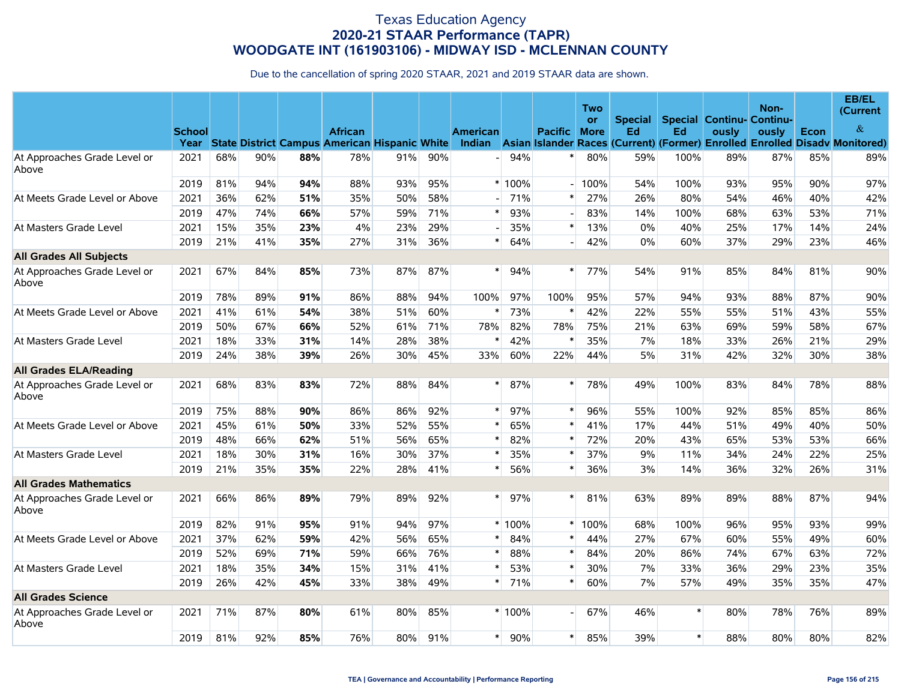# Texas Education Agency
## 2020-21 STAAR Performance (TAPR)
## WOODGATE INT (161903106) - MIDWAY ISD - MCLENNAN COUNTY

Due to the cancellation of spring 2020 STAAR, 2021 and 2019 STAAR data are shown.

| | School Year | State | District | Campus | African American | Hispanic | White | American Indian | Asian | Pacific Islander | Two or More Races | Special Ed (Current) | Special Ed (Former) | Continuously Enrolled | Non-Continuously Enrolled | Econ Disadv | EB/EL (Current & Monitored) |
|---|---|---|---|---|---|---|---|---|---|---|---|---|---|---|---|---|---|
| At Approaches Grade Level or Above | 2021 | 68% | 90% | **88%** | 78% | 91% | 90% | - | 94% | * | 80% | 59% | 100% | 89% | 87% | 85% | 89% |
| | 2019 | 81% | 94% | **94%** | 88% | 93% | 95% | * | 100% | - | 100% | 54% | 100% | 93% | 95% | 90% | 97% |
| At Meets Grade Level or Above | 2021 | 36% | 62% | **51%** | 35% | 50% | 58% | - | 71% | * | 27% | 26% | 80% | 54% | 46% | 40% | 42% |
| | 2019 | 47% | 74% | **66%** | 57% | 59% | 71% | * | 93% | - | 83% | 14% | 100% | 68% | 63% | 53% | 71% |
| At Masters Grade Level | 2021 | 15% | 35% | **23%** | 4% | 23% | 29% | - | 35% | * | 13% | 0% | 40% | 25% | 17% | 14% | 24% |
| | 2019 | 21% | 41% | **35%** | 27% | 31% | 36% | * | 64% | - | 42% | 0% | 60% | 37% | 29% | 23% | 46% |
| **All Grades All Subjects** | | | | | | | | | | | | | | | | | |
| At Approaches Grade Level or Above | 2021 | 67% | 84% | **85%** | 73% | 87% | 87% | * | 94% | * | 77% | 54% | 91% | 85% | 84% | 81% | 90% |
| | 2019 | 78% | 89% | **91%** | 86% | 88% | 94% | 100% | 97% | 100% | 95% | 57% | 94% | 93% | 88% | 87% | 90% |
| At Meets Grade Level or Above | 2021 | 41% | 61% | **54%** | 38% | 51% | 60% | * | 73% | * | 42% | 22% | 55% | 55% | 51% | 43% | 55% |
| | 2019 | 50% | 67% | **66%** | 52% | 61% | 71% | 78% | 82% | 78% | 75% | 21% | 63% | 69% | 59% | 58% | 67% |
| At Masters Grade Level | 2021 | 18% | 33% | **31%** | 14% | 28% | 38% | * | 42% | * | 35% | 7% | 18% | 33% | 26% | 21% | 29% |
| | 2019 | 24% | 38% | **39%** | 26% | 30% | 45% | 33% | 60% | 22% | 44% | 5% | 31% | 42% | 32% | 30% | 38% |
| **All Grades ELA/Reading** | | | | | | | | | | | | | | | | | |
| At Approaches Grade Level or Above | 2021 | 68% | 83% | **83%** | 72% | 88% | 84% | * | 87% | * | 78% | 49% | 100% | 83% | 84% | 78% | 88% |
| | 2019 | 75% | 88% | **90%** | 86% | 86% | 92% | * | 97% | * | 96% | 55% | 100% | 92% | 85% | 85% | 86% |
| At Meets Grade Level or Above | 2021 | 45% | 61% | **50%** | 33% | 52% | 55% | * | 65% | * | 41% | 17% | 44% | 51% | 49% | 40% | 50% |
| | 2019 | 48% | 66% | **62%** | 51% | 56% | 65% | * | 82% | * | 72% | 20% | 43% | 65% | 53% | 53% | 66% |
| At Masters Grade Level | 2021 | 18% | 30% | **31%** | 16% | 30% | 37% | * | 35% | * | 37% | 9% | 11% | 34% | 24% | 22% | 25% |
| | 2019 | 21% | 35% | **35%** | 22% | 28% | 41% | * | 56% | * | 36% | 3% | 14% | 36% | 32% | 26% | 31% |
| **All Grades Mathematics** | | | | | | | | | | | | | | | | | |
| At Approaches Grade Level or Above | 2021 | 66% | 86% | **89%** | 79% | 89% | 92% | * | 97% | * | 81% | 63% | 89% | 89% | 88% | 87% | 94% |
| | 2019 | 82% | 91% | **95%** | 91% | 94% | 97% | * | 100% | * | 100% | 68% | 100% | 96% | 95% | 93% | 99% |
| At Meets Grade Level or Above | 2021 | 37% | 62% | **59%** | 42% | 56% | 65% | * | 84% | * | 44% | 27% | 67% | 60% | 55% | 49% | 60% |
| | 2019 | 52% | 69% | **71%** | 59% | 66% | 76% | * | 88% | * | 84% | 20% | 86% | 74% | 67% | 63% | 72% |
| At Masters Grade Level | 2021 | 18% | 35% | **34%** | 15% | 31% | 41% | * | 53% | * | 30% | 7% | 33% | 36% | 29% | 23% | 35% |
| | 2019 | 26% | 42% | **45%** | 33% | 38% | 49% | * | 71% | * | 60% | 7% | 57% | 49% | 35% | 35% | 47% |
| **All Grades Science** | | | | | | | | | | | | | | | | | |
| At Approaches Grade Level or Above | 2021 | 71% | 87% | **80%** | 61% | 80% | 85% | * | 100% | - | 67% | 46% | * | 80% | 78% | 76% | 89% |
| | 2019 | 81% | 92% | **85%** | 76% | 80% | 91% | * | 90% | * | 85% | 39% | * | 88% | 80% | 80% | 82% |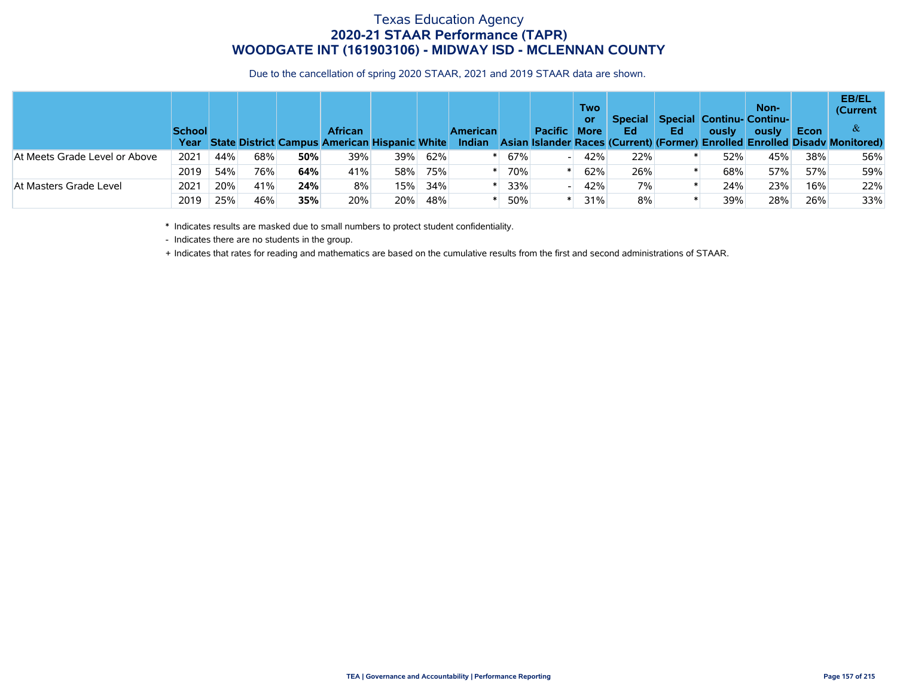# Texas Education Agency
## 2020-21 STAAR Performance (TAPR)
## WOODGATE INT (161903106) - MIDWAY ISD - MCLENNAN COUNTY

Due to the cancellation of spring 2020 STAAR, 2021 and 2019 STAAR data are shown.

| | School Year | State | District | Campus | African American | Hispanic | White | American Indian | Asian | Pacific Islander | Two or More Races | Special Ed (Current) | Special Ed (Former) | Continu-ously Enrolled | Non-Continu-ously Enrolled | Econ Disadv | EB/EL (Current & Monitored) |
|---|---|---|---|---|---|---|---|---|---|---|---|---|---|---|---|---|---|
| At Meets Grade Level or Above | 2021 | 44% | 68% | **50%** | 39% | 39% | 62% | * | 67% | - | 42% | 22% | * | 52% | 45% | 38% | 56% |
| | 2019 | 54% | 76% | **64%** | 41% | 58% | 75% | * | 70% | * | 62% | 26% | * | 68% | 57% | 57% | 59% |
| At Masters Grade Level | 2021 | 20% | 41% | **24%** | 8% | 15% | 34% | * | 33% | - | 42% | 7% | * | 24% | 23% | 16% | 22% |
| | 2019 | 25% | 46% | **35%** | 20% | 20% | 48% | * | 50% | * | 31% | 8% | * | 39% | 28% | 26% | 33% |

\* Indicates results are masked due to small numbers to protect student confidentiality.

\- Indicates there are no students in the group.

\+ Indicates that rates for reading and mathematics are based on the cumulative results from the first and second administrations of STAAR.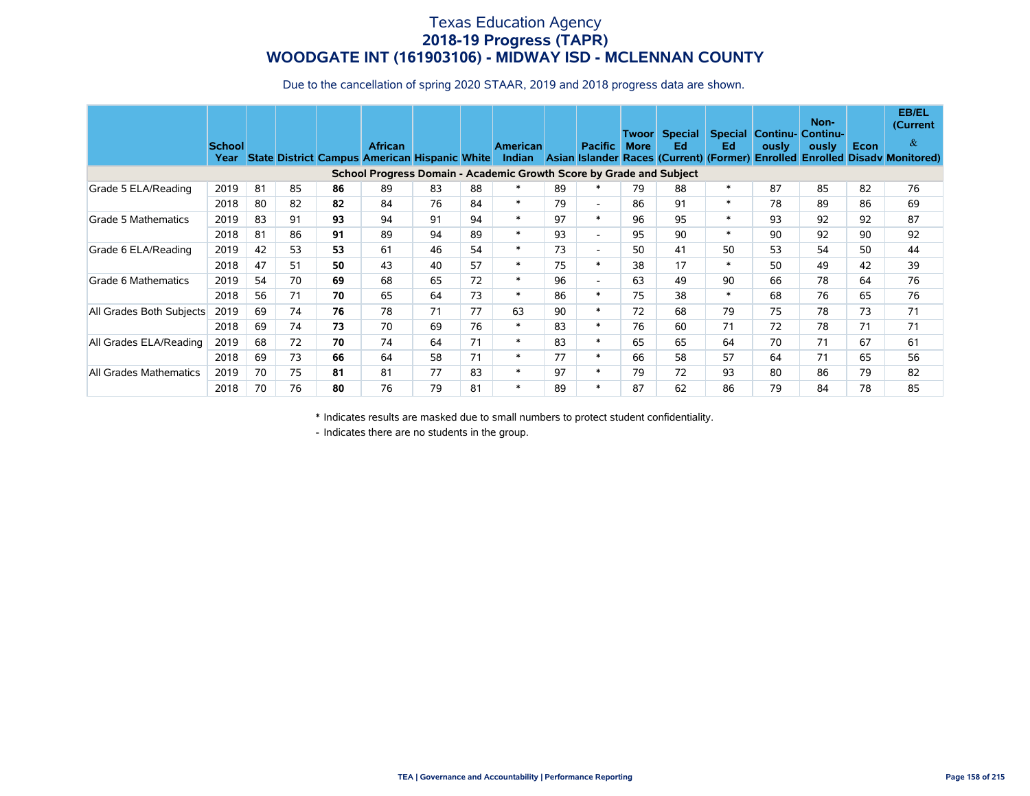# Texas Education Agency
## 2018-19 Progress (TAPR)
## WOODGATE INT (161903106) - MIDWAY ISD - MCLENNAN COUNTY

Due to the cancellation of spring 2020 STAAR, 2019 and 2018 progress data are shown.

| | School Year | State | District | Campus | African American | Hispanic | White | American Indian | Asian | Pacific Islander | Two or More Races | Special Ed (Current) | Special Ed (Former) | Continuously Enrolled | Non-Continuously Enrolled | Econ Disadv | EB/EL (Current & Monitored) |
|---|---|---|---|---|---|---|---|---|---|---|---|---|---|---|---|---|---|
| **School Progress Domain - Academic Growth Score by Grade and Subject** | | | | | | | | | | | | | | | | | |
| Grade 5 ELA/Reading | 2019 | 81 | 85 | **86** | 89 | 83 | 88 | * | 89 | * | 79 | 88 | * | 87 | 85 | 82 | 76 |
| | 2018 | 80 | 82 | **82** | 84 | 76 | 84 | * | 79 | - | 86 | 91 | * | 78 | 89 | 86 | 69 |
| Grade 5 Mathematics | 2019 | 83 | 91 | **93** | 94 | 91 | 94 | * | 97 | * | 96 | 95 | * | 93 | 92 | 92 | 87 |
| | 2018 | 81 | 86 | **91** | 89 | 94 | 89 | * | 93 | - | 95 | 90 | * | 90 | 92 | 90 | 92 |
| Grade 6 ELA/Reading | 2019 | 42 | 53 | **53** | 61 | 46 | 54 | * | 73 | - | 50 | 41 | 50 | 53 | 54 | 50 | 44 |
| | 2018 | 47 | 51 | **50** | 43 | 40 | 57 | * | 75 | * | 38 | 17 | * | 50 | 49 | 42 | 39 |
| Grade 6 Mathematics | 2019 | 54 | 70 | **69** | 68 | 65 | 72 | * | 96 | - | 63 | 49 | 90 | 66 | 78 | 64 | 76 |
| | 2018 | 56 | 71 | **70** | 65 | 64 | 73 | * | 86 | * | 75 | 38 | * | 68 | 76 | 65 | 76 |
| All Grades Both Subjects | 2019 | 69 | 74 | **76** | 78 | 71 | 77 | 63 | 90 | * | 72 | 68 | 79 | 75 | 78 | 73 | 71 |
| | 2018 | 69 | 74 | **73** | 70 | 69 | 76 | * | 83 | * | 76 | 60 | 71 | 72 | 78 | 71 | 71 |
| All Grades ELA/Reading | 2019 | 68 | 72 | **70** | 74 | 64 | 71 | * | 83 | * | 65 | 65 | 64 | 70 | 71 | 67 | 61 |
| | 2018 | 69 | 73 | **66** | 64 | 58 | 71 | * | 77 | * | 66 | 58 | 57 | 64 | 71 | 65 | 56 |
| All Grades Mathematics | 2019 | 70 | 75 | **81** | 81 | 77 | 83 | * | 97 | * | 79 | 72 | 93 | 80 | 86 | 79 | 82 |
| | 2018 | 70 | 76 | **80** | 76 | 79 | 81 | * | 89 | * | 87 | 62 | 86 | 79 | 84 | 78 | 85 |

\* Indicates results are masked due to small numbers to protect student confidentiality.

\- Indicates there are no students in the group.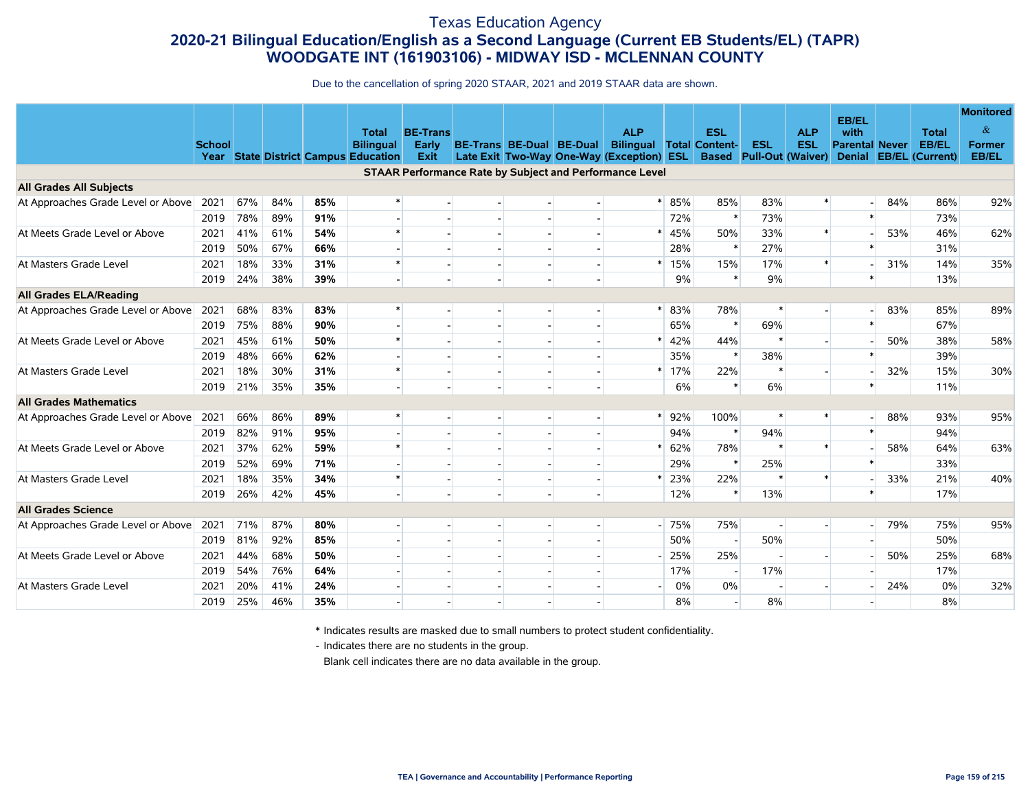# Texas Education Agency

## 2020-21 Bilingual Education/English as a Second Language (Current EB Students/EL) (TAPR)

## WOODGATE INT (161903106) - MIDWAY ISD - MCLENNAN COUNTY

Due to the cancellation of spring 2020 STAAR, 2021 and 2019 STAAR data are shown.

| | School Year | State | District | Campus | Total Bilingual Education | BE-Trans Early Exit | BE-Trans Late Exit | BE-Dual Two-Way | BE-Dual One-Way | ALP Bilingual (Exception) | Total ESL | ESL Content-Based | ESL Pull-Out | ALP ESL (Waiver) | EB/EL with Parental Denial | Never EB/EL | Total EB/EL (Current) | Monitored & Former EB/EL |
|---|---|---|---|---|---|---|---|---|---|---|---|---|---|---|---|---|---|---|
| **STAAR Performance Rate by Subject and Performance Level** | | | | | | | | | | | | | | | | | | |
| **All Grades All Subjects** | | | | | | | | | | | | | | | | | | |
| At Approaches Grade Level or Above | 2021 | 67% | 84% | **85%** | * | - | - | - | - | * | 85% | 85% | 83% | * | - | 84% | 86% | 92% |
| | 2019 | 78% | 89% | **91%** | - | - | - | - | - | | 72% | * | 73% | | * | | 73% | |
| At Meets Grade Level or Above | 2021 | 41% | 61% | **54%** | * | - | - | - | - | * | 45% | 50% | 33% | * | - | 53% | 46% | 62% |
| | 2019 | 50% | 67% | **66%** | - | - | - | - | - | | 28% | * | 27% | | * | | 31% | |
| At Masters Grade Level | 2021 | 18% | 33% | **31%** | * | - | - | - | - | * | 15% | 15% | 17% | * | - | 31% | 14% | 35% |
| | 2019 | 24% | 38% | **39%** | - | - | - | - | - | | 9% | * | 9% | | * | | 13% | |
| **All Grades ELA/Reading** | | | | | | | | | | | | | | | | | | |
| At Approaches Grade Level or Above | 2021 | 68% | 83% | **83%** | * | - | - | - | - | * | 83% | 78% | * | - | - | 83% | 85% | 89% |
| | 2019 | 75% | 88% | **90%** | - | - | - | - | - | | 65% | * | 69% | | * | | 67% | |
| At Meets Grade Level or Above | 2021 | 45% | 61% | **50%** | * | - | - | - | - | * | 42% | 44% | * | - | - | 50% | 38% | 58% |
| | 2019 | 48% | 66% | **62%** | - | - | - | - | - | | 35% | * | 38% | | * | | 39% | |
| At Masters Grade Level | 2021 | 18% | 30% | **31%** | * | - | - | - | - | * | 17% | 22% | * | - | - | 32% | 15% | 30% |
| | 2019 | 21% | 35% | **35%** | - | - | - | - | - | | 6% | * | 6% | | * | | 11% | |
| **All Grades Mathematics** | | | | | | | | | | | | | | | | | | |
| At Approaches Grade Level or Above | 2021 | 66% | 86% | **89%** | * | - | - | - | - | * | 92% | 100% | * | * | - | 88% | 93% | 95% |
| | 2019 | 82% | 91% | **95%** | - | - | - | - | - | | 94% | * | 94% | | * | | 94% | |
| At Meets Grade Level or Above | 2021 | 37% | 62% | **59%** | * | - | - | - | - | * | 62% | 78% | * | * | - | 58% | 64% | 63% |
| | 2019 | 52% | 69% | **71%** | - | - | - | - | - | | 29% | * | 25% | | * | | 33% | |
| At Masters Grade Level | 2021 | 18% | 35% | **34%** | * | - | - | - | - | * | 23% | 22% | * | * | - | 33% | 21% | 40% |
| | 2019 | 26% | 42% | **45%** | - | - | - | - | - | | 12% | * | 13% | | * | | 17% | |
| **All Grades Science** | | | | | | | | | | | | | | | | | | |
| At Approaches Grade Level or Above | 2021 | 71% | 87% | **80%** | - | - | - | - | - | - | 75% | 75% | - | - | - | 79% | 75% | 95% |
| | 2019 | 81% | 92% | **85%** | - | - | - | - | - | | 50% | - | 50% | | - | | 50% | |
| At Meets Grade Level or Above | 2021 | 44% | 68% | **50%** | - | - | - | - | - | - | 25% | 25% | - | - | - | 50% | 25% | 68% |
| | 2019 | 54% | 76% | **64%** | - | - | - | - | - | | 17% | - | 17% | | - | | 17% | |
| At Masters Grade Level | 2021 | 20% | 41% | **24%** | - | - | - | - | - | - | 0% | 0% | - | - | - | 24% | 0% | 32% |
| | 2019 | 25% | 46% | **35%** | - | - | - | - | - | | 8% | - | 8% | | - | | 8% | |

\* Indicates results are masked due to small numbers to protect student confidentiality.

\- Indicates there are no students in the group.

Blank cell indicates there are no data available in the group.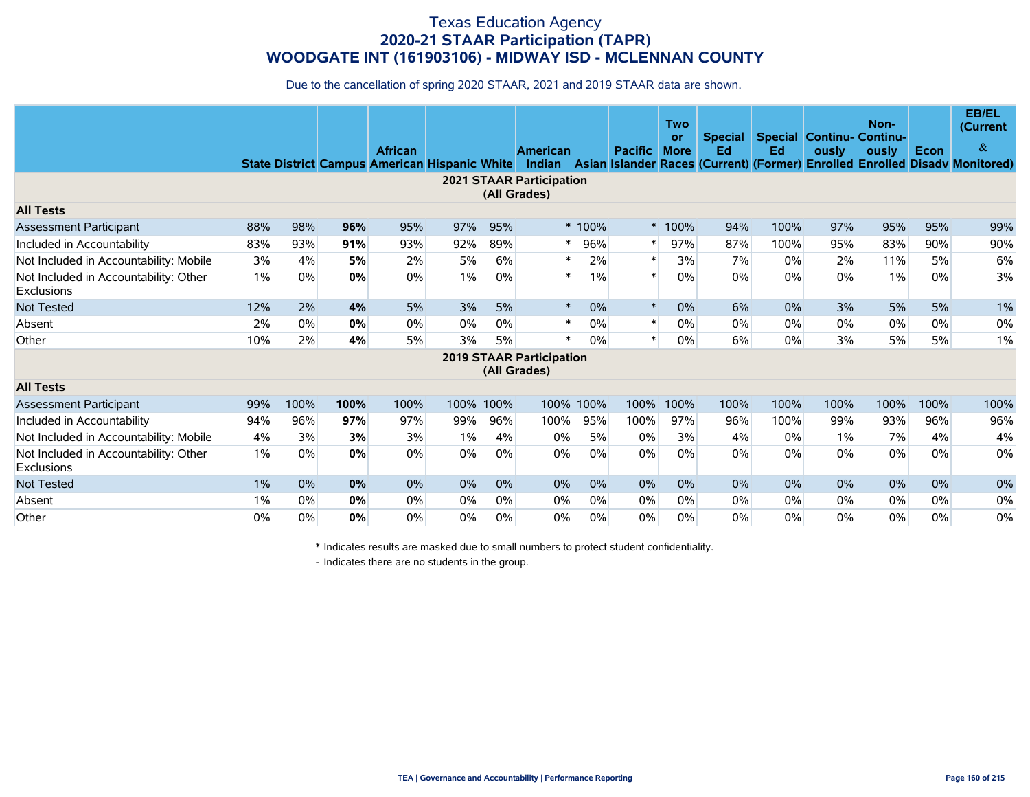# Texas Education Agency
## 2020-21 STAAR Participation (TAPR)
## WOODGATE INT (161903106) - MIDWAY ISD - MCLENNAN COUNTY

Due to the cancellation of spring 2020 STAAR, 2021 and 2019 STAAR data are shown.

| | State | District | Campus | African American | Hispanic | White | American Indian | Asian | Pacific Islander | Two or More Races | Special Ed (Current) | Special Ed (Former) | Continuously Enrolled | Non-Continuously Enrolled | Econ Disadv | EB/EL (Current & Monitored) |
|---|---|---|---|---|---|---|---|---|---|---|---|---|---|---|---|---|
| **2021 STAAR Participation (All Grades)** | | | | | | | | | | | | | | | | |
| **All Tests** | | | | | | | | | | | | | | | | |
| Assessment Participant | 88% | 98% | **96%** | 95% | 97% | 95% | * | 100% | * | 100% | 94% | 100% | 97% | 95% | 95% | 99% |
| Included in Accountability | 83% | 93% | **91%** | 93% | 92% | 89% | * | 96% | * | 97% | 87% | 100% | 95% | 83% | 90% | 90% |
| Not Included in Accountability: Mobile | 3% | 4% | **5%** | 2% | 5% | 6% | * | 2% | * | 3% | 7% | 0% | 2% | 11% | 5% | 6% |
| Not Included in Accountability: Other Exclusions | 1% | 0% | **0%** | 0% | 1% | 0% | * | 1% | * | 0% | 0% | 0% | 0% | 1% | 0% | 3% |
| Not Tested | 12% | 2% | **4%** | 5% | 3% | 5% | * | 0% | * | 0% | 6% | 0% | 3% | 5% | 5% | 1% |
| Absent | 2% | 0% | **0%** | 0% | 0% | 0% | * | 0% | * | 0% | 0% | 0% | 0% | 0% | 0% | 0% |
| Other | 10% | 2% | **4%** | 5% | 3% | 5% | * | 0% | * | 0% | 6% | 0% | 3% | 5% | 5% | 1% |
| **2019 STAAR Participation (All Grades)** | | | | | | | | | | | | | | | | |
| **All Tests** | | | | | | | | | | | | | | | | |
| Assessment Participant | 99% | 100% | **100%** | 100% | 100% | 100% | 100% | 100% | 100% | 100% | 100% | 100% | 100% | 100% | 100% | 100% |
| Included in Accountability | 94% | 96% | **97%** | 97% | 99% | 96% | 100% | 95% | 100% | 97% | 96% | 100% | 99% | 93% | 96% | 96% |
| Not Included in Accountability: Mobile | 4% | 3% | **3%** | 3% | 1% | 4% | 0% | 5% | 0% | 3% | 4% | 0% | 1% | 7% | 4% | 4% |
| Not Included in Accountability: Other Exclusions | 1% | 0% | **0%** | 0% | 0% | 0% | 0% | 0% | 0% | 0% | 0% | 0% | 0% | 0% | 0% | 0% |
| Not Tested | 1% | 0% | **0%** | 0% | 0% | 0% | 0% | 0% | 0% | 0% | 0% | 0% | 0% | 0% | 0% | 0% |
| Absent | 1% | 0% | **0%** | 0% | 0% | 0% | 0% | 0% | 0% | 0% | 0% | 0% | 0% | 0% | 0% | 0% |
| Other | 0% | 0% | **0%** | 0% | 0% | 0% | 0% | 0% | 0% | 0% | 0% | 0% | 0% | 0% | 0% | 0% |

\* Indicates results are masked due to small numbers to protect student confidentiality.

\- Indicates there are no students in the group.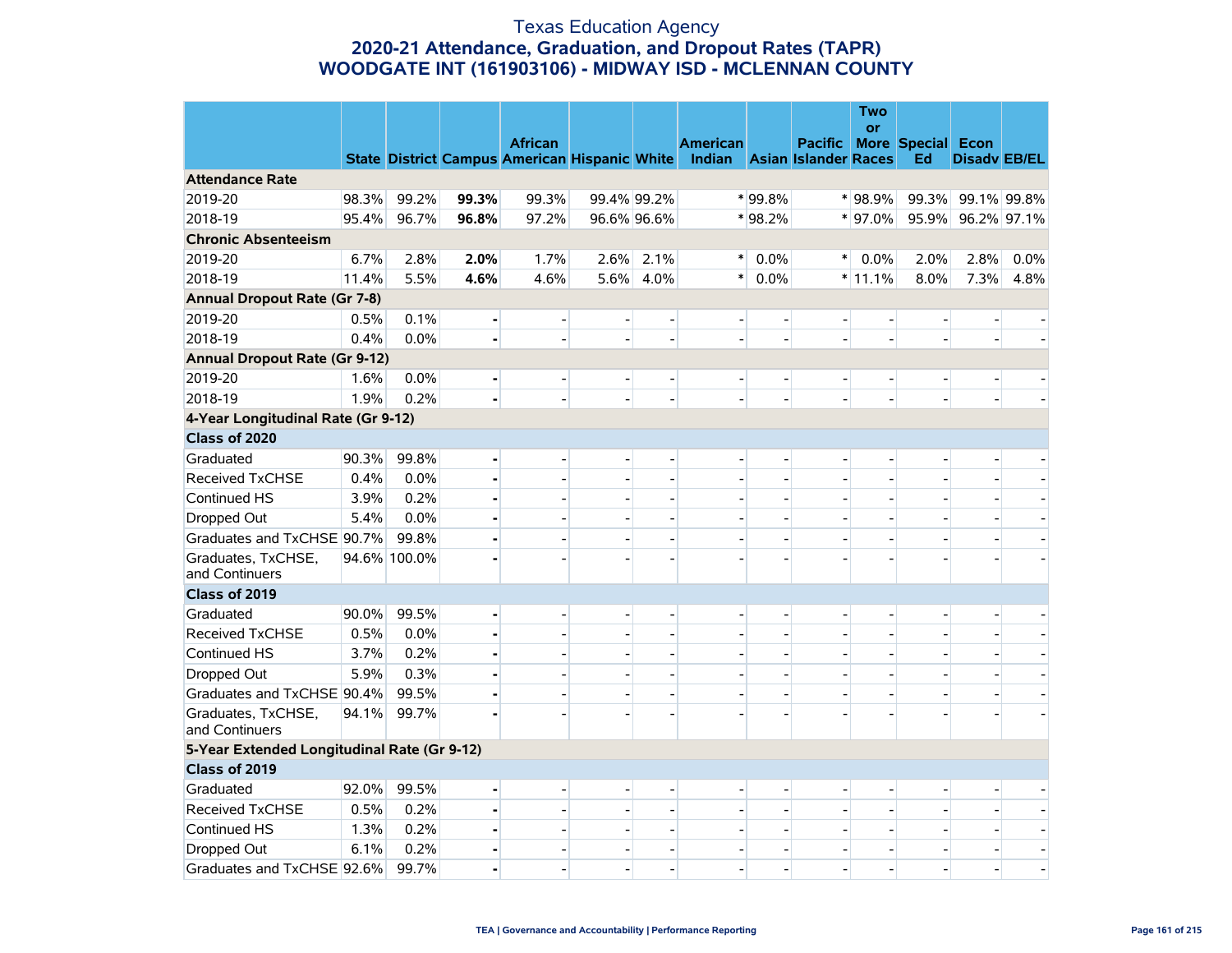# Texas Education Agency
## 2020-21 Attendance, Graduation, and Dropout Rates (TAPR)
## WOODGATE INT (161903106) - MIDWAY ISD - MCLENNAN COUNTY

| | State | District | Campus | African American | Hispanic | White | American Indian | Asian | Pacific Islander | Two or More Races | Special Ed | Econ Disadv | EB/EL |
|---|---|---|---|---|---|---|---|---|---|---|---|---|---|
| **Attendance Rate** | | | | | | | | | | | | | |
| 2019-20 | 98.3% | 99.2% | **99.3%** | 99.3% | 99.4% | 99.2% | * | 99.8% | * | 98.9% | 99.3% | 99.1% | 99.8% |
| 2018-19 | 95.4% | 96.7% | **96.8%** | 97.2% | 96.6% | 96.6% | * | 98.2% | * | 97.0% | 95.9% | 96.2% | 97.1% |
| **Chronic Absenteeism** | | | | | | | | | | | | | |
| 2019-20 | 6.7% | 2.8% | **2.0%** | 1.7% | 2.6% | 2.1% | * | 0.0% | * | 0.0% | 2.0% | 2.8% | 0.0% |
| 2018-19 | 11.4% | 5.5% | **4.6%** | 4.6% | 5.6% | 4.0% | * | 0.0% | * | 11.1% | 8.0% | 7.3% | 4.8% |
| **Annual Dropout Rate (Gr 7-8)** | | | | | | | | | | | | | |
| 2019-20 | 0.5% | 0.1% | **-** | - | - | - | - | - | - | - | - | - | - |
| 2018-19 | 0.4% | 0.0% | **-** | - | - | - | - | - | - | - | - | - | - |
| **Annual Dropout Rate (Gr 9-12)** | | | | | | | | | | | | | |
| 2019-20 | 1.6% | 0.0% | **-** | - | - | - | - | - | - | - | - | - | - |
| 2018-19 | 1.9% | 0.2% | **-** | - | - | - | - | - | - | - | - | - | - |
| **4-Year Longitudinal Rate (Gr 9-12)** | | | | | | | | | | | | | |
| **Class of 2020** | | | | | | | | | | | | | |
| Graduated | 90.3% | 99.8% | **-** | - | - | - | - | - | - | - | - | - | - |
| Received TxCHSE | 0.4% | 0.0% | **-** | - | - | - | - | - | - | - | - | - | - |
| Continued HS | 3.9% | 0.2% | **-** | - | - | - | - | - | - | - | - | - | - |
| Dropped Out | 5.4% | 0.0% | **-** | - | - | - | - | - | - | - | - | - | - |
| Graduates and TxCHSE | 90.7% | 99.8% | **-** | - | - | - | - | - | - | - | - | - | - |
| Graduates, TxCHSE, and Continuers | 94.6% | 100.0% | **-** | - | - | - | - | - | - | - | - | - | - |
| **Class of 2019** | | | | | | | | | | | | | |
| Graduated | 90.0% | 99.5% | **-** | - | - | - | - | - | - | - | - | - | - |
| Received TxCHSE | 0.5% | 0.0% | **-** | - | - | - | - | - | - | - | - | - | - |
| Continued HS | 3.7% | 0.2% | **-** | - | - | - | - | - | - | - | - | - | - |
| Dropped Out | 5.9% | 0.3% | **-** | - | - | - | - | - | - | - | - | - | - |
| Graduates and TxCHSE | 90.4% | 99.5% | **-** | - | - | - | - | - | - | - | - | - | - |
| Graduates, TxCHSE, and Continuers | 94.1% | 99.7% | **-** | - | - | - | - | - | - | - | - | - | - |
| **5-Year Extended Longitudinal Rate (Gr 9-12)** | | | | | | | | | | | | | |
| **Class of 2019** | | | | | | | | | | | | | |
| Graduated | 92.0% | 99.5% | **-** | - | - | - | - | - | - | - | - | - | - |
| Received TxCHSE | 0.5% | 0.2% | **-** | - | - | - | - | - | - | - | - | - | - |
| Continued HS | 1.3% | 0.2% | **-** | - | - | - | - | - | - | - | - | - | - |
| Dropped Out | 6.1% | 0.2% | **-** | - | - | - | - | - | - | - | - | - | - |
| Graduates and TxCHSE | 92.6% | 99.7% | **-** | - | - | - | - | - | - | - | - | - | - |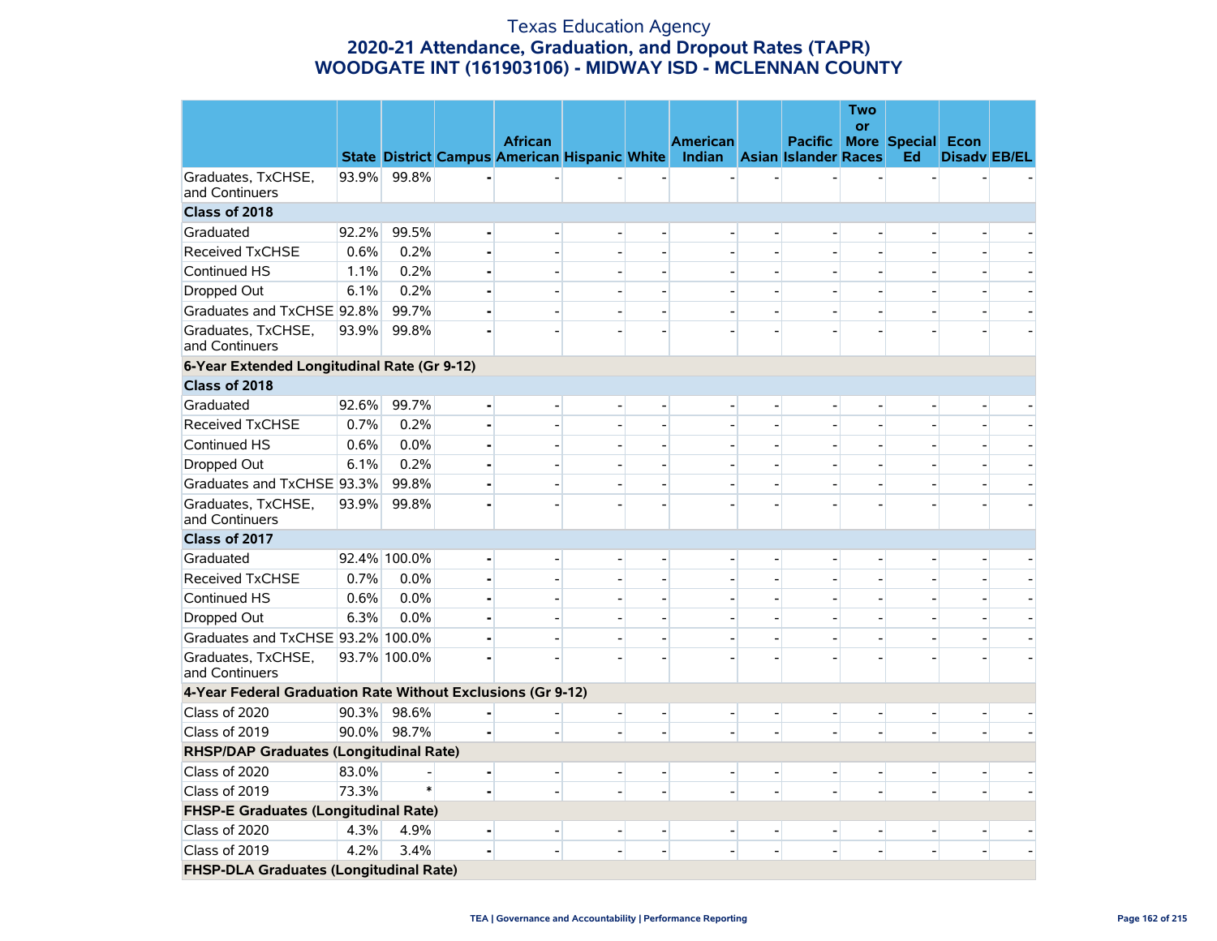# Texas Education Agency
## 2020-21 Attendance, Graduation, and Dropout Rates (TAPR)
## WOODGATE INT (161903106) - MIDWAY ISD - MCLENNAN COUNTY

| | State | District | Campus | African American | Hispanic | White | American Indian | Asian | Pacific Islander | Two or More Races | Special Ed | Econ Disadv | EB/EL |
|---|---|---|---|---|---|---|---|---|---|---|---|---|---|
| Graduates, TxCHSE, and Continuers | 93.9% | 99.8% | - | - | - | - | - | - | - | - | - | - | - |
| **Class of 2018** | | | | | | | | | | | | | |
| Graduated | 92.2% | 99.5% | - | - | - | - | - | - | - | - | - | - | - |
| Received TxCHSE | 0.6% | 0.2% | - | - | - | - | - | - | - | - | - | - | - |
| Continued HS | 1.1% | 0.2% | - | - | - | - | - | - | - | - | - | - | - |
| Dropped Out | 6.1% | 0.2% | - | - | - | - | - | - | - | - | - | - | - |
| Graduates and TxCHSE | 92.8% | 99.7% | - | - | - | - | - | - | - | - | - | - | - |
| Graduates, TxCHSE, and Continuers | 93.9% | 99.8% | - | - | - | - | - | - | - | - | - | - | - |
| **6-Year Extended Longitudinal Rate (Gr 9-12)** | | | | | | | | | | | | | |
| **Class of 2018** | | | | | | | | | | | | | |
| Graduated | 92.6% | 99.7% | - | - | - | - | - | - | - | - | - | - | - |
| Received TxCHSE | 0.7% | 0.2% | - | - | - | - | - | - | - | - | - | - | - |
| Continued HS | 0.6% | 0.0% | - | - | - | - | - | - | - | - | - | - | - |
| Dropped Out | 6.1% | 0.2% | - | - | - | - | - | - | - | - | - | - | - |
| Graduates and TxCHSE | 93.3% | 99.8% | - | - | - | - | - | - | - | - | - | - | - |
| Graduates, TxCHSE, and Continuers | 93.9% | 99.8% | - | - | - | - | - | - | - | - | - | - | - |
| **Class of 2017** | | | | | | | | | | | | | |
| Graduated | 92.4% | 100.0% | - | - | - | - | - | - | - | - | - | - | - |
| Received TxCHSE | 0.7% | 0.0% | - | - | - | - | - | - | - | - | - | - | - |
| Continued HS | 0.6% | 0.0% | - | - | - | - | - | - | - | - | - | - | - |
| Dropped Out | 6.3% | 0.0% | - | - | - | - | - | - | - | - | - | - | - |
| Graduates and TxCHSE | 93.2% | 100.0% | - | - | - | - | - | - | - | - | - | - | - |
| Graduates, TxCHSE, and Continuers | 93.7% | 100.0% | - | - | - | - | - | - | - | - | - | - | - |
| **4-Year Federal Graduation Rate Without Exclusions (Gr 9-12)** | | | | | | | | | | | | | |
| Class of 2020 | 90.3% | 98.6% | - | - | - | - | - | - | - | - | - | - | - |
| Class of 2019 | 90.0% | 98.7% | - | - | - | - | - | - | - | - | - | - | - |
| **RHSP/DAP Graduates (Longitudinal Rate)** | | | | | | | | | | | | | |
| Class of 2020 | 83.0% | - | - | - | - | - | - | - | - | - | - | - | - |
| Class of 2019 | 73.3% | * | - | - | - | - | - | - | - | - | - | - | - |
| **FHSP-E Graduates (Longitudinal Rate)** | | | | | | | | | | | | | |
| Class of 2020 | 4.3% | 4.9% | - | - | - | - | - | - | - | - | - | - | - |
| Class of 2019 | 4.2% | 3.4% | - | - | - | - | - | - | - | - | - | - | - |
| **FHSP-DLA Graduates (Longitudinal Rate)** | | | | | | | | | | | | | |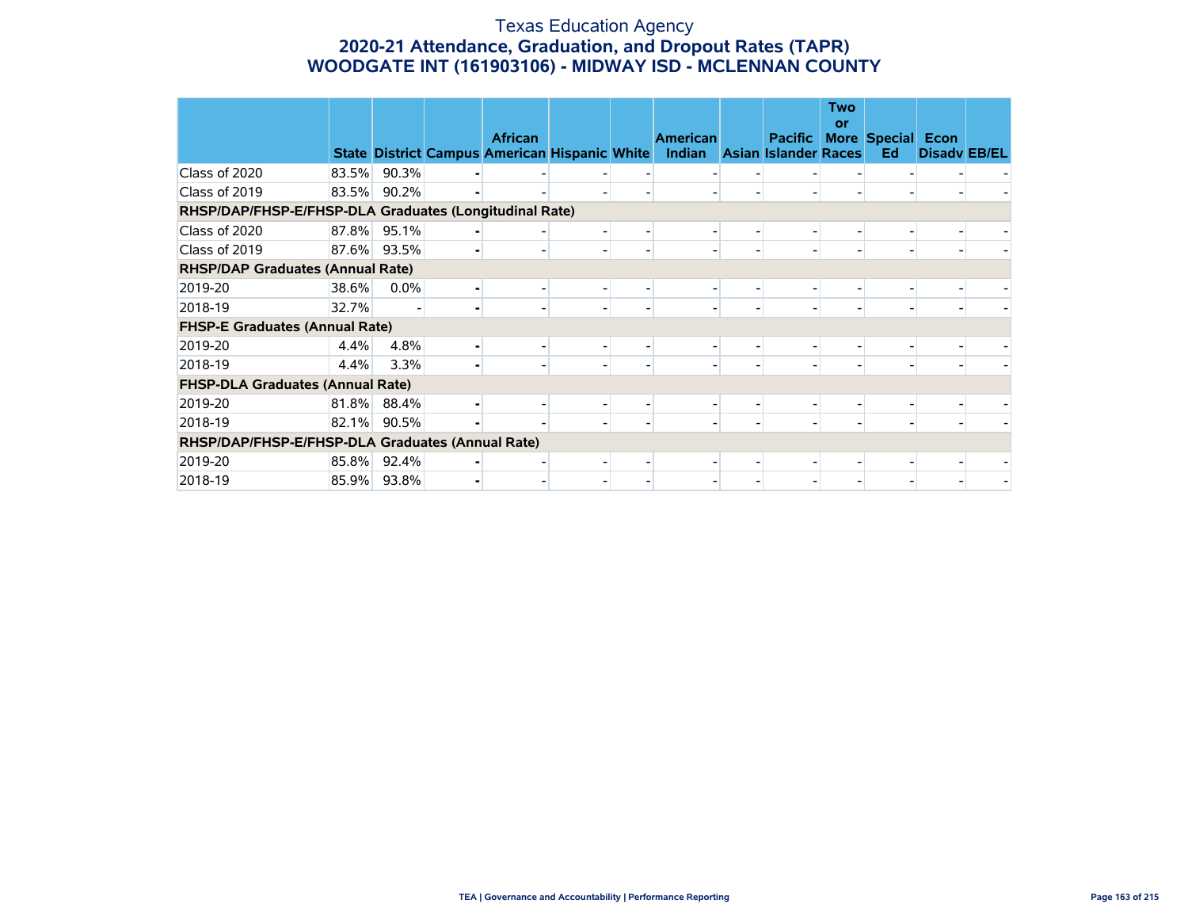# Texas Education Agency

## 2020-21 Attendance, Graduation, and Dropout Rates (TAPR)

## WOODGATE INT (161903106) - MIDWAY ISD - MCLENNAN COUNTY

| | State | District | Campus | African American | Hispanic | White | American Indian | Asian | Pacific Islander | Two or More Races | Special Ed | Econ Disadv | EB/EL |
|---|---|---|---|---|---|---|---|---|---|---|---|---|---|
| Class of 2020 | 83.5% | 90.3% | - | - | - | - | - | - | - | - | - | - | - |
| Class of 2019 | 83.5% | 90.2% | - | - | - | - | - | - | - | - | - | - | - |
| **RHSP/DAP/FHSP-E/FHSP-DLA Graduates (Longitudinal Rate)** | | | | | | | | | | | | | |
| Class of 2020 | 87.8% | 95.1% | - | - | - | - | - | - | - | - | - | - | - |
| Class of 2019 | 87.6% | 93.5% | - | - | - | - | - | - | - | - | - | - | - |
| **RHSP/DAP Graduates (Annual Rate)** | | | | | | | | | | | | | |
| 2019-20 | 38.6% | 0.0% | - | - | - | - | - | - | - | - | - | - | - |
| 2018-19 | 32.7% | - | - | - | - | - | - | - | - | - | - | - | - |
| **FHSP-E Graduates (Annual Rate)** | | | | | | | | | | | | | |
| 2019-20 | 4.4% | 4.8% | - | - | - | - | - | - | - | - | - | - | - |
| 2018-19 | 4.4% | 3.3% | - | - | - | - | - | - | - | - | - | - | - |
| **FHSP-DLA Graduates (Annual Rate)** | | | | | | | | | | | | | |
| 2019-20 | 81.8% | 88.4% | - | - | - | - | - | - | - | - | - | - | - |
| 2018-19 | 82.1% | 90.5% | - | - | - | - | - | - | - | - | - | - | - |
| **RHSP/DAP/FHSP-E/FHSP-DLA Graduates (Annual Rate)** | | | | | | | | | | | | | |
| 2019-20 | 85.8% | 92.4% | - | - | - | - | - | - | - | - | - | - | - |
| 2018-19 | 85.9% | 93.8% | - | - | - | - | - | - | - | - | - | - | - |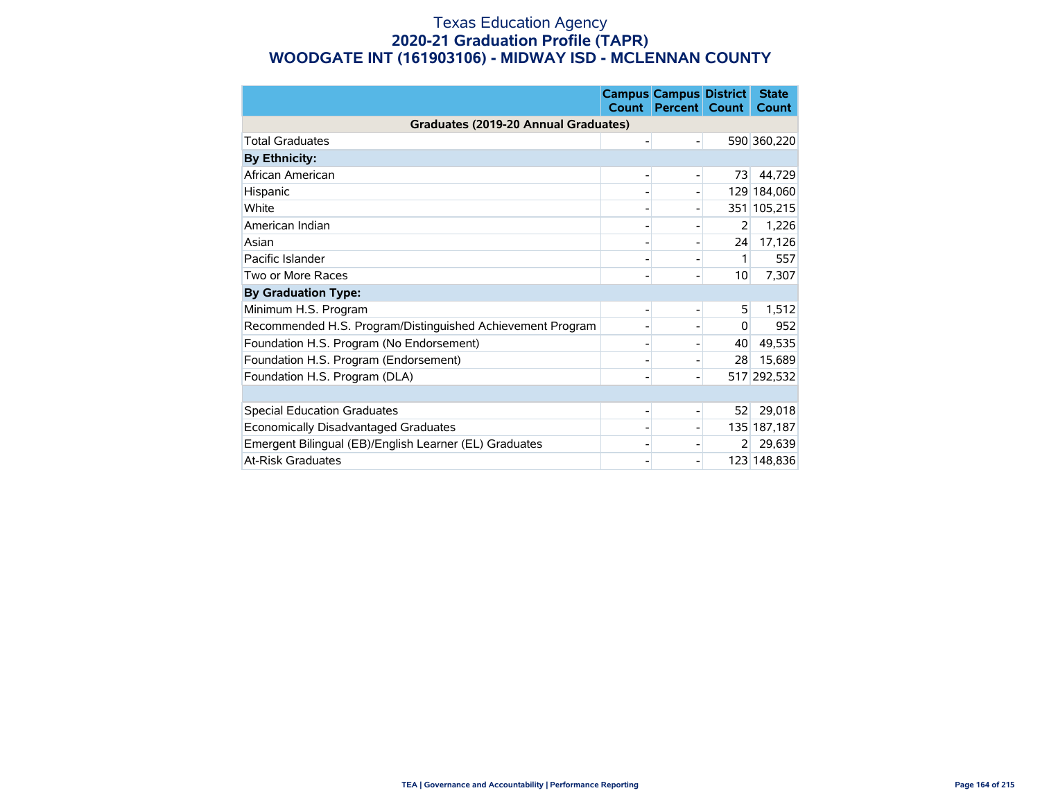# Texas Education Agency

## 2020-21 Graduation Profile (TAPR)

## WOODGATE INT (161903106) - MIDWAY ISD - MCLENNAN COUNTY

| | Campus Count | Campus Percent | District Count | State Count |
|---|---|---|---|---|
| **Graduates (2019-20 Annual Graduates)** | | | | |
| Total Graduates | - | - | 590 | 360,220 |
| **By Ethnicity:** | | | | |
| African American | - | - | 73 | 44,729 |
| Hispanic | - | - | 129 | 184,060 |
| White | - | - | 351 | 105,215 |
| American Indian | - | - | 2 | 1,226 |
| Asian | - | - | 24 | 17,126 |
| Pacific Islander | - | - | 1 | 557 |
| Two or More Races | - | - | 10 | 7,307 |
| **By Graduation Type:** | | | | |
| Minimum H.S. Program | - | - | 5 | 1,512 |
| Recommended H.S. Program/Distinguished Achievement Program | - | - | 0 | 952 |
| Foundation H.S. Program (No Endorsement) | - | - | 40 | 49,535 |
| Foundation H.S. Program (Endorsement) | - | - | 28 | 15,689 |
| Foundation H.S. Program (DLA) | - | - | 517 | 292,532 |
| | | | | |
| Special Education Graduates | - | - | 52 | 29,018 |
| Economically Disadvantaged Graduates | - | - | 135 | 187,187 |
| Emergent Bilingual (EB)/English Learner (EL) Graduates | - | - | 2 | 29,639 |
| At-Risk Graduates | - | - | 123 | 148,836 |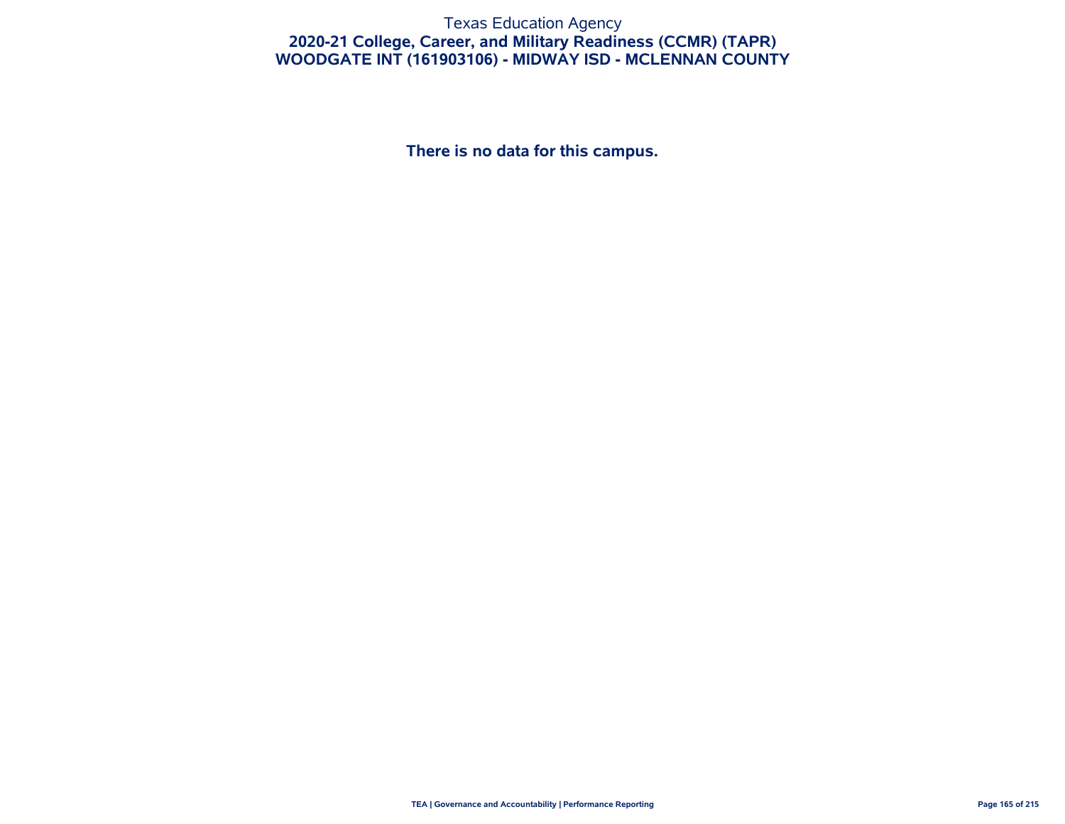Texas Education Agency

## 2020-21 College, Career, and Military Readiness (CCMR) (TAPR)

## WOODGATE INT (161903106) - MIDWAY ISD - MCLENNAN COUNTY

**There is no data for this campus.**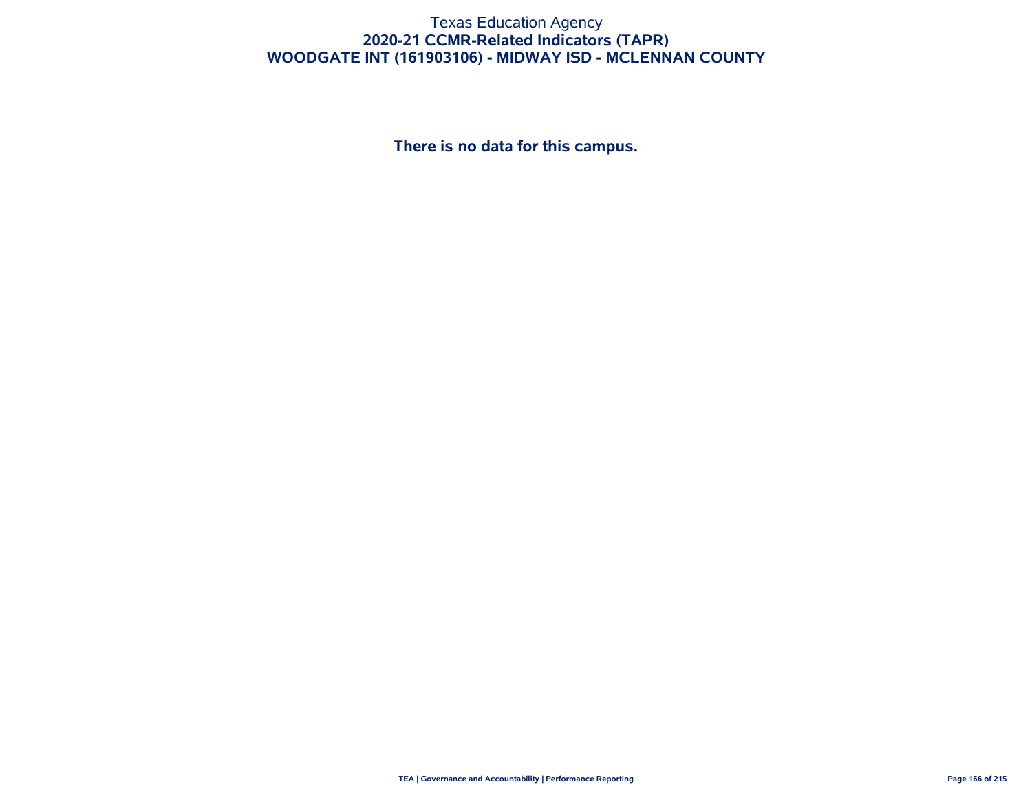Texas Education Agency

**2020-21 CCMR-Related Indicators (TAPR)**

**WOODGATE INT (161903106) - MIDWAY ISD - MCLENNAN COUNTY**

**There is no data for this campus.**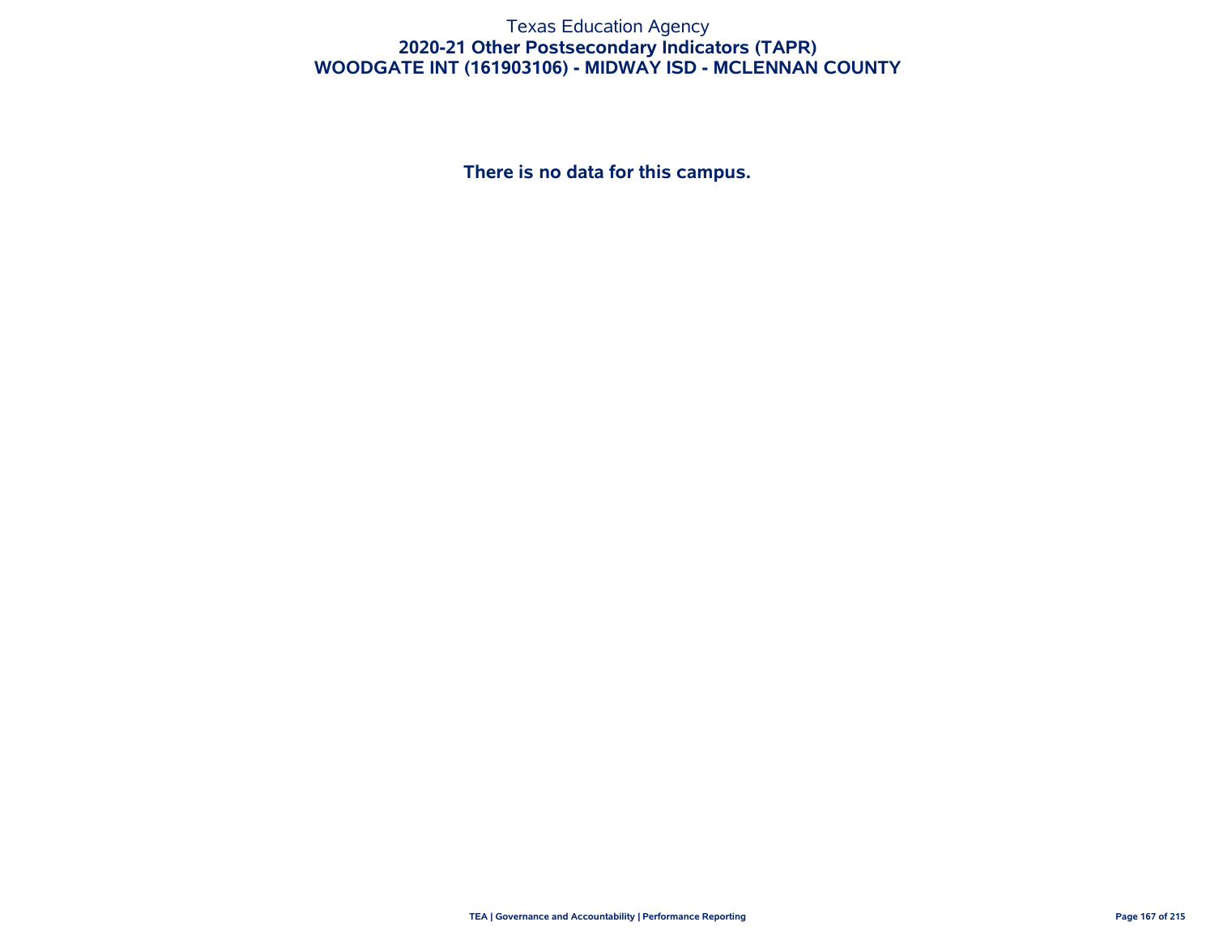Texas Education Agency

**2020-21 Other Postsecondary Indicators (TAPR)**

**WOODGATE INT (161903106) - MIDWAY ISD - MCLENNAN COUNTY**

**There is no data for this campus.**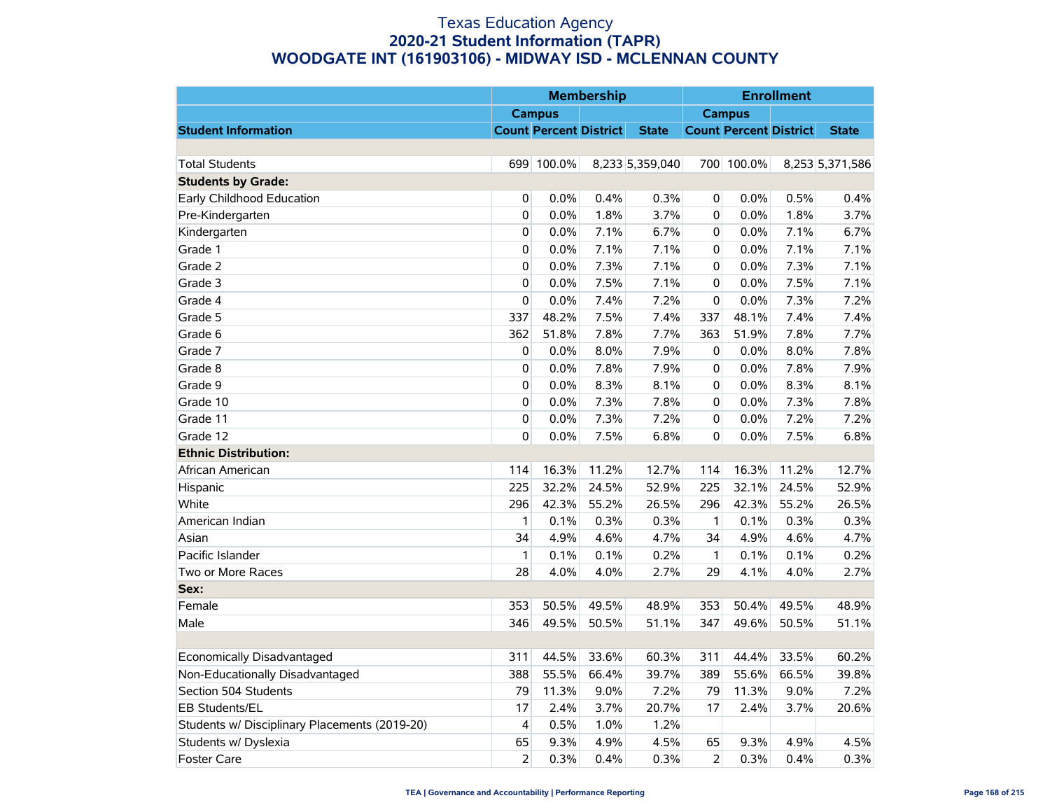# Texas Education Agency
## 2020-21 Student Information (TAPR)
## WOODGATE INT (161903106) - MIDWAY ISD - MCLENNAN COUNTY

| | Membership | | | | Enrollment | | | |
|---|---|---|---|---|---|---|---|---|
| | Campus | | | | Campus | | | |
| **Student Information** | **Count** | **Percent** | **District** | **State** | **Count** | **Percent** | **District** | **State** |
| | | | | | | | | |
| Total Students | 699 | 100.0% | 8,233 | 5,359,040 | 700 | 100.0% | 8,253 | 5,371,586 |
| **Students by Grade:** | | | | | | | | |
| Early Childhood Education | 0 | 0.0% | 0.4% | 0.3% | 0 | 0.0% | 0.5% | 0.4% |
| Pre-Kindergarten | 0 | 0.0% | 1.8% | 3.7% | 0 | 0.0% | 1.8% | 3.7% |
| Kindergarten | 0 | 0.0% | 7.1% | 6.7% | 0 | 0.0% | 7.1% | 6.7% |
| Grade 1 | 0 | 0.0% | 7.1% | 7.1% | 0 | 0.0% | 7.1% | 7.1% |
| Grade 2 | 0 | 0.0% | 7.3% | 7.1% | 0 | 0.0% | 7.3% | 7.1% |
| Grade 3 | 0 | 0.0% | 7.5% | 7.1% | 0 | 0.0% | 7.5% | 7.1% |
| Grade 4 | 0 | 0.0% | 7.4% | 7.2% | 0 | 0.0% | 7.3% | 7.2% |
| Grade 5 | 337 | 48.2% | 7.5% | 7.4% | 337 | 48.1% | 7.4% | 7.4% |
| Grade 6 | 362 | 51.8% | 7.8% | 7.7% | 363 | 51.9% | 7.8% | 7.7% |
| Grade 7 | 0 | 0.0% | 8.0% | 7.9% | 0 | 0.0% | 8.0% | 7.8% |
| Grade 8 | 0 | 0.0% | 7.8% | 7.9% | 0 | 0.0% | 7.8% | 7.9% |
| Grade 9 | 0 | 0.0% | 8.3% | 8.1% | 0 | 0.0% | 8.3% | 8.1% |
| Grade 10 | 0 | 0.0% | 7.3% | 7.8% | 0 | 0.0% | 7.3% | 7.8% |
| Grade 11 | 0 | 0.0% | 7.3% | 7.2% | 0 | 0.0% | 7.2% | 7.2% |
| Grade 12 | 0 | 0.0% | 7.5% | 6.8% | 0 | 0.0% | 7.5% | 6.8% |
| **Ethnic Distribution:** | | | | | | | | |
| African American | 114 | 16.3% | 11.2% | 12.7% | 114 | 16.3% | 11.2% | 12.7% |
| Hispanic | 225 | 32.2% | 24.5% | 52.9% | 225 | 32.1% | 24.5% | 52.9% |
| White | 296 | 42.3% | 55.2% | 26.5% | 296 | 42.3% | 55.2% | 26.5% |
| American Indian | 1 | 0.1% | 0.3% | 0.3% | 1 | 0.1% | 0.3% | 0.3% |
| Asian | 34 | 4.9% | 4.6% | 4.7% | 34 | 4.9% | 4.6% | 4.7% |
| Pacific Islander | 1 | 0.1% | 0.1% | 0.2% | 1 | 0.1% | 0.1% | 0.2% |
| Two or More Races | 28 | 4.0% | 4.0% | 2.7% | 29 | 4.1% | 4.0% | 2.7% |
| **Sex:** | | | | | | | | |
| Female | 353 | 50.5% | 49.5% | 48.9% | 353 | 50.4% | 49.5% | 48.9% |
| Male | 346 | 49.5% | 50.5% | 51.1% | 347 | 49.6% | 50.5% | 51.1% |
| | | | | | | | | |
| Economically Disadvantaged | 311 | 44.5% | 33.6% | 60.3% | 311 | 44.4% | 33.5% | 60.2% |
| Non-Educationally Disadvantaged | 388 | 55.5% | 66.4% | 39.7% | 389 | 55.6% | 66.5% | 39.8% |
| Section 504 Students | 79 | 11.3% | 9.0% | 7.2% | 79 | 11.3% | 9.0% | 7.2% |
| EB Students/EL | 17 | 2.4% | 3.7% | 20.7% | 17 | 2.4% | 3.7% | 20.6% |
| Students w/ Disciplinary Placements (2019-20) | 4 | 0.5% | 1.0% | 1.2% | | | | |
| Students w/ Dyslexia | 65 | 9.3% | 4.9% | 4.5% | 65 | 9.3% | 4.9% | 4.5% |
| Foster Care | 2 | 0.3% | 0.4% | 0.3% | 2 | 0.3% | 0.4% | 0.3% |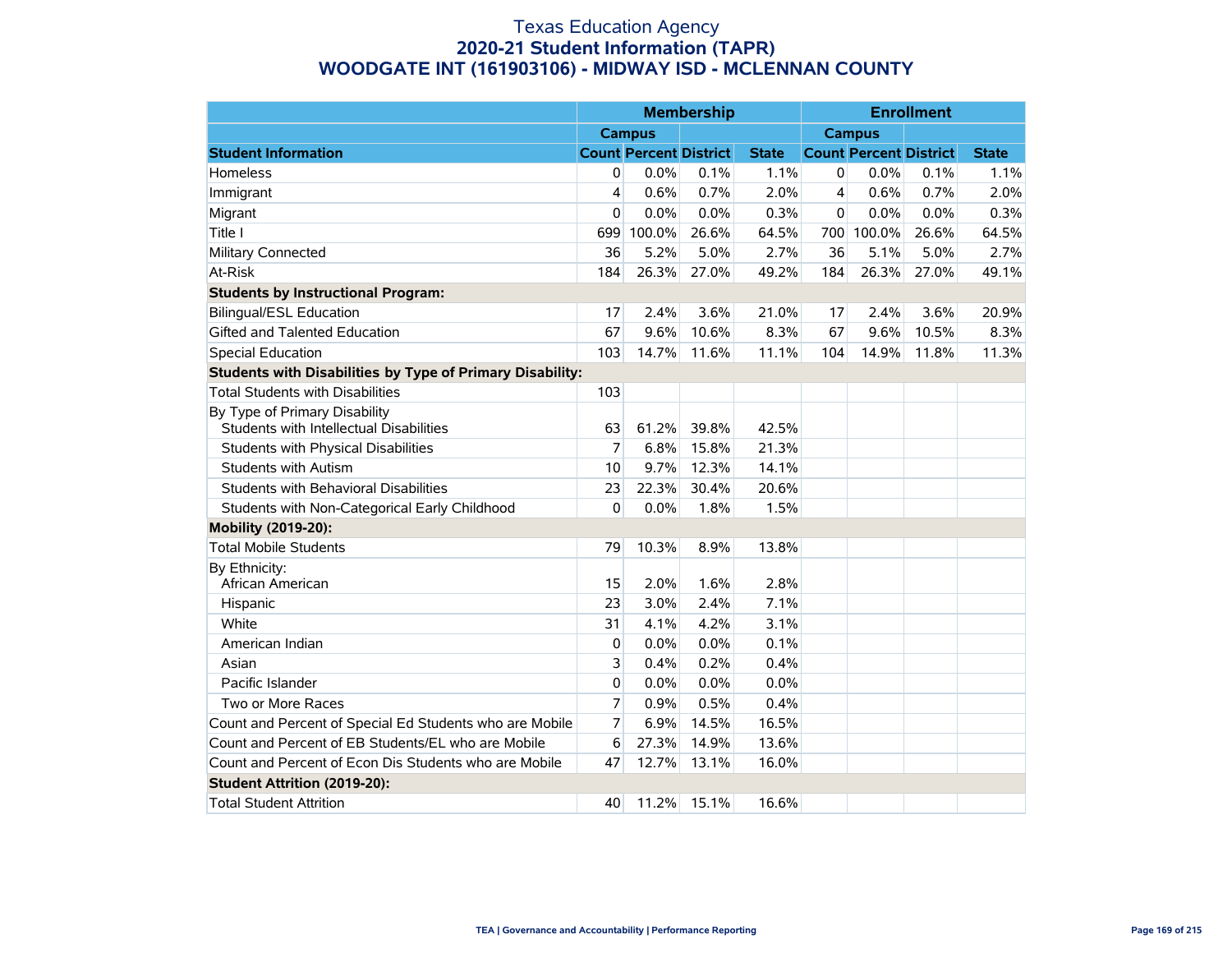# Texas Education Agency
## 2020-21 Student Information (TAPR)
## WOODGATE INT (161903106) - MIDWAY ISD - MCLENNAN COUNTY

| | Membership | | | | Enrollment | | | |
|---|---|---|---|---|---|---|---|---|
| | Campus | | | | Campus | | | |
| **Student Information** | **Count** | **Percent** | **District** | **State** | **Count** | **Percent** | **District** | **State** |
| Homeless | 0 | 0.0% | 0.1% | 1.1% | 0 | 0.0% | 0.1% | 1.1% |
| Immigrant | 4 | 0.6% | 0.7% | 2.0% | 4 | 0.6% | 0.7% | 2.0% |
| Migrant | 0 | 0.0% | 0.0% | 0.3% | 0 | 0.0% | 0.0% | 0.3% |
| Title I | 699 | 100.0% | 26.6% | 64.5% | 700 | 100.0% | 26.6% | 64.5% |
| Military Connected | 36 | 5.2% | 5.0% | 2.7% | 36 | 5.1% | 5.0% | 2.7% |
| At-Risk | 184 | 26.3% | 27.0% | 49.2% | 184 | 26.3% | 27.0% | 49.1% |
| **Students by Instructional Program:** | | | | | | | | |
| Bilingual/ESL Education | 17 | 2.4% | 3.6% | 21.0% | 17 | 2.4% | 3.6% | 20.9% |
| Gifted and Talented Education | 67 | 9.6% | 10.6% | 8.3% | 67 | 9.6% | 10.5% | 8.3% |
| Special Education | 103 | 14.7% | 11.6% | 11.1% | 104 | 14.9% | 11.8% | 11.3% |
| **Students with Disabilities by Type of Primary Disability:** | | | | | | | | |
| Total Students with Disabilities | 103 | | | | | | | |
| By Type of Primary Disability | | | | | | | | |
| Students with Intellectual Disabilities | 63 | 61.2% | 39.8% | 42.5% | | | | |
| Students with Physical Disabilities | 7 | 6.8% | 15.8% | 21.3% | | | | |
| Students with Autism | 10 | 9.7% | 12.3% | 14.1% | | | | |
| Students with Behavioral Disabilities | 23 | 22.3% | 30.4% | 20.6% | | | | |
| Students with Non-Categorical Early Childhood | 0 | 0.0% | 1.8% | 1.5% | | | | |
| **Mobility (2019-20):** | | | | | | | | |
| Total Mobile Students | 79 | 10.3% | 8.9% | 13.8% | | | | |
| By Ethnicity: | | | | | | | | |
| African American | 15 | 2.0% | 1.6% | 2.8% | | | | |
| Hispanic | 23 | 3.0% | 2.4% | 7.1% | | | | |
| White | 31 | 4.1% | 4.2% | 3.1% | | | | |
| American Indian | 0 | 0.0% | 0.0% | 0.1% | | | | |
| Asian | 3 | 0.4% | 0.2% | 0.4% | | | | |
| Pacific Islander | 0 | 0.0% | 0.0% | 0.0% | | | | |
| Two or More Races | 7 | 0.9% | 0.5% | 0.4% | | | | |
| Count and Percent of Special Ed Students who are Mobile | 7 | 6.9% | 14.5% | 16.5% | | | | |
| Count and Percent of EB Students/EL who are Mobile | 6 | 27.3% | 14.9% | 13.6% | | | | |
| Count and Percent of Econ Dis Students who are Mobile | 47 | 12.7% | 13.1% | 16.0% | | | | |
| **Student Attrition (2019-20):** | | | | | | | | |
| Total Student Attrition | 40 | 11.2% | 15.1% | 16.6% | | | | |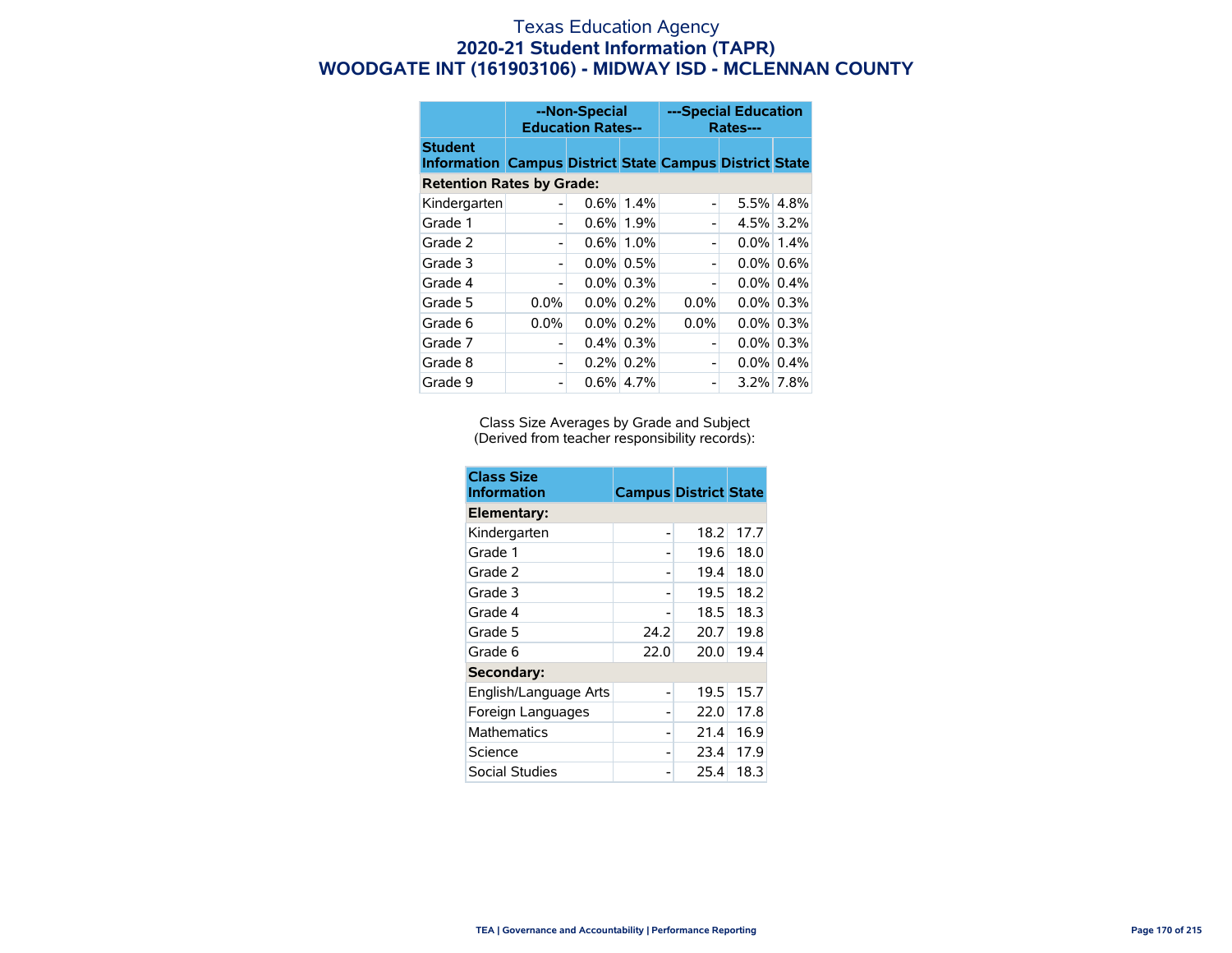# Texas Education Agency
## 2020-21 Student Information (TAPR)
## WOODGATE INT (161903106) - MIDWAY ISD - MCLENNAN COUNTY

| | --Non-Special Education Rates-- | | | ---Special Education Rates--- | | |
|---|---|---|---|---|---|---|
| **Student Information** | **Campus** | **District** | **State** | **Campus** | **District** | **State** |
| **Retention Rates by Grade:** | | | | | | |
| Kindergarten | - | 0.6% | 1.4% | - | 5.5% | 4.8% |
| Grade 1 | - | 0.6% | 1.9% | - | 4.5% | 3.2% |
| Grade 2 | - | 0.6% | 1.0% | - | 0.0% | 1.4% |
| Grade 3 | - | 0.0% | 0.5% | - | 0.0% | 0.6% |
| Grade 4 | - | 0.0% | 0.3% | - | 0.0% | 0.4% |
| Grade 5 | 0.0% | 0.0% | 0.2% | 0.0% | 0.0% | 0.3% |
| Grade 6 | 0.0% | 0.0% | 0.2% | 0.0% | 0.0% | 0.3% |
| Grade 7 | - | 0.4% | 0.3% | - | 0.0% | 0.3% |
| Grade 8 | - | 0.2% | 0.2% | - | 0.0% | 0.4% |
| Grade 9 | - | 0.6% | 4.7% | - | 3.2% | 7.8% |

Class Size Averages by Grade and Subject
(Derived from teacher responsibility records):

| Class Size Information | Campus | District | State |
|---|---|---|---|
| **Elementary:** | | | |
| Kindergarten | - | 18.2 | 17.7 |
| Grade 1 | - | 19.6 | 18.0 |
| Grade 2 | - | 19.4 | 18.0 |
| Grade 3 | - | 19.5 | 18.2 |
| Grade 4 | - | 18.5 | 18.3 |
| Grade 5 | 24.2 | 20.7 | 19.8 |
| Grade 6 | 22.0 | 20.0 | 19.4 |
| **Secondary:** | | | |
| English/Language Arts | - | 19.5 | 15.7 |
| Foreign Languages | - | 22.0 | 17.8 |
| Mathematics | - | 21.4 | 16.9 |
| Science | - | 23.4 | 17.9 |
| Social Studies | - | 25.4 | 18.3 |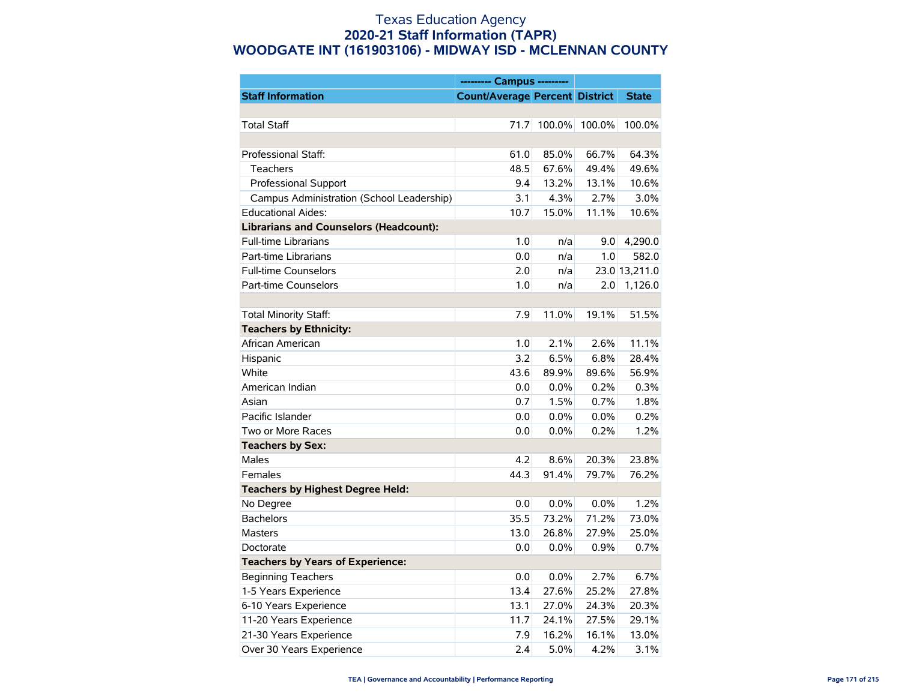# Texas Education Agency
## 2020-21 Staff Information (TAPR)
## WOODGATE INT (161903106) - MIDWAY ISD - MCLENNAN COUNTY

| | --------- Campus --------- | | | |
|---|---|---|---|---|
| **Staff Information** | **Count/Average** | **Percent** | **District** | **State** |
| | | | | |
| Total Staff | 71.7 | 100.0% | 100.0% | 100.0% |
| | | | | |
| Professional Staff: | 61.0 | 85.0% | 66.7% | 64.3% |
| Teachers | 48.5 | 67.6% | 49.4% | 49.6% |
| Professional Support | 9.4 | 13.2% | 13.1% | 10.6% |
| Campus Administration (School Leadership) | 3.1 | 4.3% | 2.7% | 3.0% |
| Educational Aides: | 10.7 | 15.0% | 11.1% | 10.6% |
| **Librarians and Counselors (Headcount):** | | | | |
| Full-time Librarians | 1.0 | n/a | 9.0 | 4,290.0 |
| Part-time Librarians | 0.0 | n/a | 1.0 | 582.0 |
| Full-time Counselors | 2.0 | n/a | 23.0 | 13,211.0 |
| Part-time Counselors | 1.0 | n/a | 2.0 | 1,126.0 |
| | | | | |
| Total Minority Staff: | 7.9 | 11.0% | 19.1% | 51.5% |
| **Teachers by Ethnicity:** | | | | |
| African American | 1.0 | 2.1% | 2.6% | 11.1% |
| Hispanic | 3.2 | 6.5% | 6.8% | 28.4% |
| White | 43.6 | 89.9% | 89.6% | 56.9% |
| American Indian | 0.0 | 0.0% | 0.2% | 0.3% |
| Asian | 0.7 | 1.5% | 0.7% | 1.8% |
| Pacific Islander | 0.0 | 0.0% | 0.0% | 0.2% |
| Two or More Races | 0.0 | 0.0% | 0.2% | 1.2% |
| **Teachers by Sex:** | | | | |
| Males | 4.2 | 8.6% | 20.3% | 23.8% |
| Females | 44.3 | 91.4% | 79.7% | 76.2% |
| **Teachers by Highest Degree Held:** | | | | |
| No Degree | 0.0 | 0.0% | 0.0% | 1.2% |
| Bachelors | 35.5 | 73.2% | 71.2% | 73.0% |
| Masters | 13.0 | 26.8% | 27.9% | 25.0% |
| Doctorate | 0.0 | 0.0% | 0.9% | 0.7% |
| **Teachers by Years of Experience:** | | | | |
| Beginning Teachers | 0.0 | 0.0% | 2.7% | 6.7% |
| 1-5 Years Experience | 13.4 | 27.6% | 25.2% | 27.8% |
| 6-10 Years Experience | 13.1 | 27.0% | 24.3% | 20.3% |
| 11-20 Years Experience | 11.7 | 24.1% | 27.5% | 29.1% |
| 21-30 Years Experience | 7.9 | 16.2% | 16.1% | 13.0% |
| Over 30 Years Experience | 2.4 | 5.0% | 4.2% | 3.1% |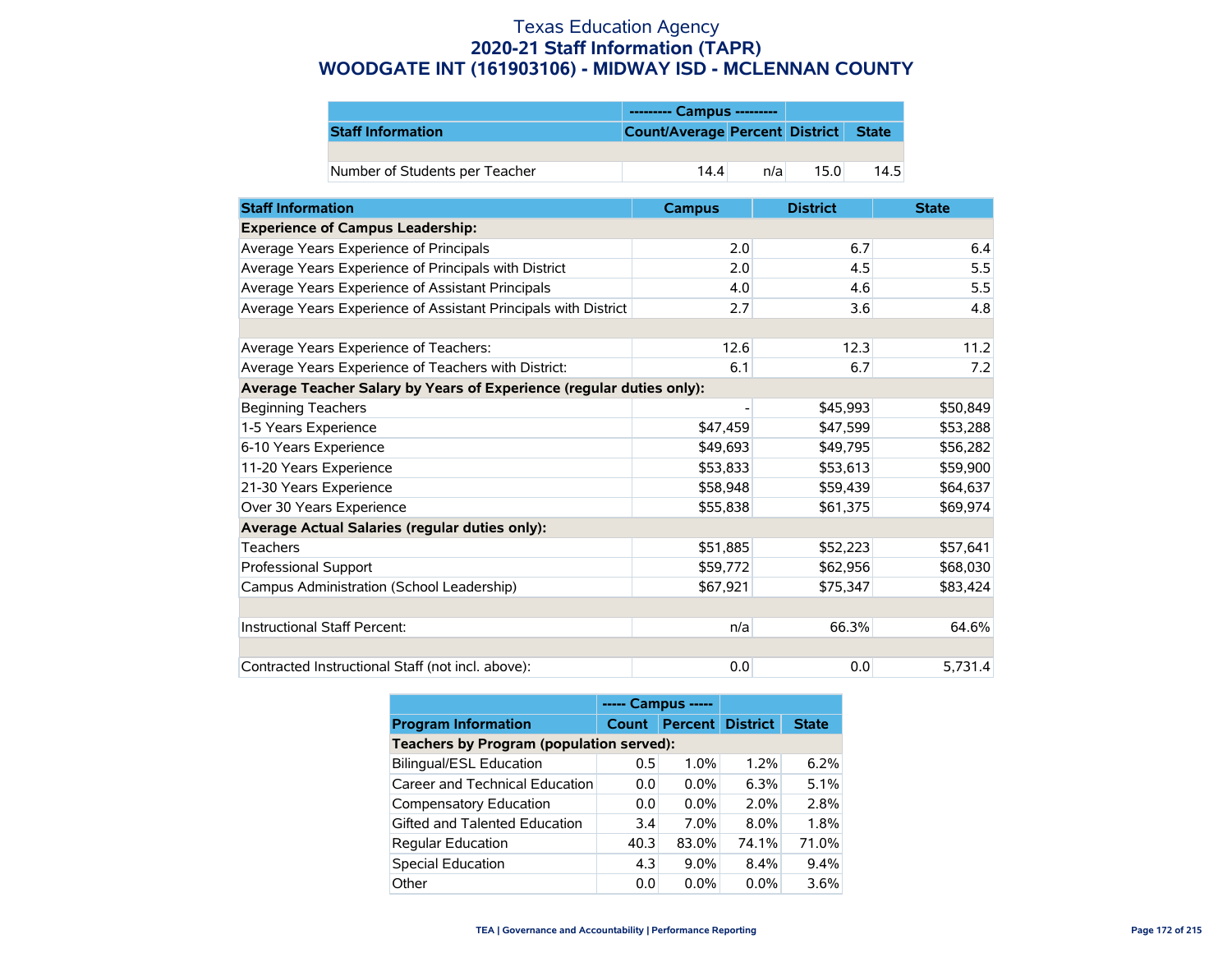# Texas Education Agency
## 2020-21 Staff Information (TAPR)
## WOODGATE INT (161903106) - MIDWAY ISD - MCLENNAN COUNTY

| | --------- Campus --------- | | | |
|---|---|---|---|---|
| **Staff Information** | **Count/Average** | **Percent** | **District** | **State** |
| | | | | |
| Number of Students per Teacher | 14.4 | n/a | 15.0 | 14.5 |

| Staff Information | Campus | District | State |
|---|---|---|---|
| **Experience of Campus Leadership:** | | | |
| Average Years Experience of Principals | 2.0 | 6.7 | 6.4 |
| Average Years Experience of Principals with District | 2.0 | 4.5 | 5.5 |
| Average Years Experience of Assistant Principals | 4.0 | 4.6 | 5.5 |
| Average Years Experience of Assistant Principals with District | 2.7 | 3.6 | 4.8 |
| | | | |
| Average Years Experience of Teachers: | 12.6 | 12.3 | 11.2 |
| Average Years Experience of Teachers with District: | 6.1 | 6.7 | 7.2 |
| **Average Teacher Salary by Years of Experience (regular duties only):** | | | |
| Beginning Teachers | - | $45,993 | $50,849 |
| 1-5 Years Experience | $47,459 | $47,599 | $53,288 |
| 6-10 Years Experience | $49,693 | $49,795 | $56,282 |
| 11-20 Years Experience | $53,833 | $53,613 | $59,900 |
| 21-30 Years Experience | $58,948 | $59,439 | $64,637 |
| Over 30 Years Experience | $55,838 | $61,375 | $69,974 |
| **Average Actual Salaries (regular duties only):** | | | |
| Teachers | $51,885 | $52,223 | $57,641 |
| Professional Support | $59,772 | $62,956 | $68,030 |
| Campus Administration (School Leadership) | $67,921 | $75,347 | $83,424 |
| | | | |
| Instructional Staff Percent: | n/a | 66.3% | 64.6% |
| | | | |
| Contracted Instructional Staff (not incl. above): | 0.0 | 0.0 | 5,731.4 |

| | ----- Campus ----- | | | |
|---|---|---|---|---|
| **Program Information** | **Count** | **Percent** | **District** | **State** |
| **Teachers by Program (population served):** | | | | |
| Bilingual/ESL Education | 0.5 | 1.0% | 1.2% | 6.2% |
| Career and Technical Education | 0.0 | 0.0% | 6.3% | 5.1% |
| Compensatory Education | 0.0 | 0.0% | 2.0% | 2.8% |
| Gifted and Talented Education | 3.4 | 7.0% | 8.0% | 1.8% |
| Regular Education | 40.3 | 83.0% | 74.1% | 71.0% |
| Special Education | 4.3 | 9.0% | 8.4% | 9.4% |
| Other | 0.0 | 0.0% | 0.0% | 3.6% |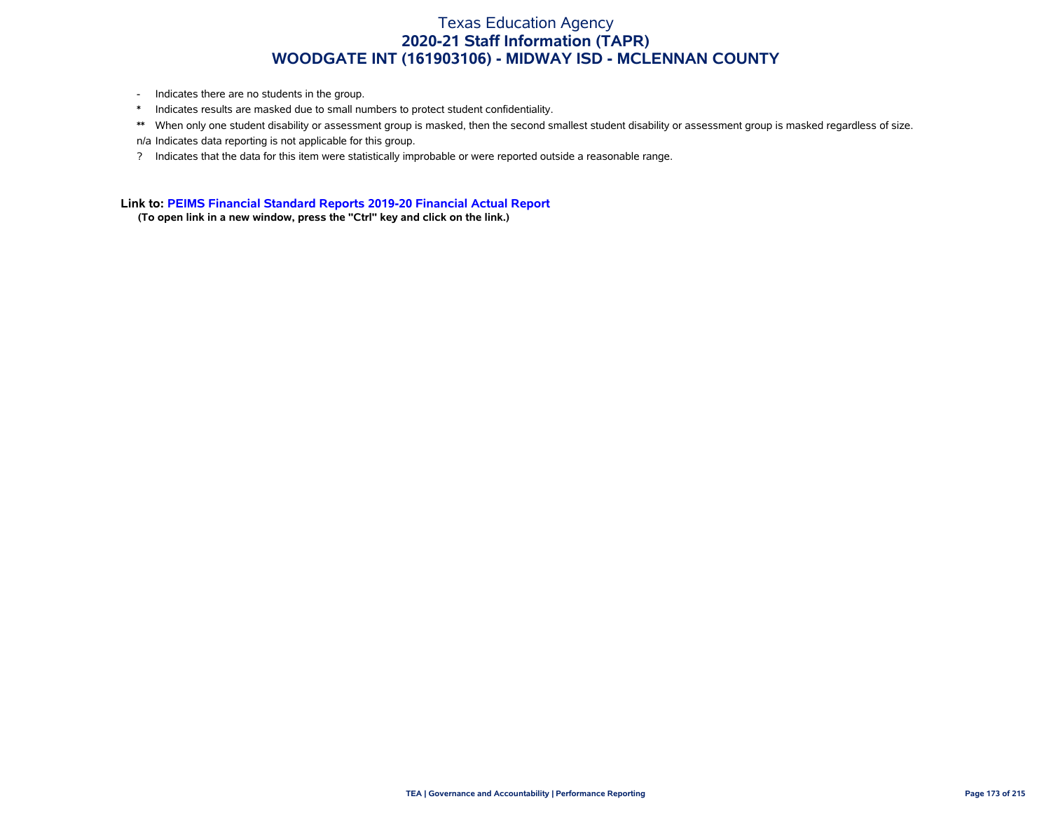# Texas Education Agency
## 2020-21 Staff Information (TAPR)
## WOODGATE INT (161903106) - MIDWAY ISD - MCLENNAN COUNTY

- \- Indicates there are no students in the group.
- * Indicates results are masked due to small numbers to protect student confidentiality.
- ** When only one student disability or assessment group is masked, then the second smallest student disability or assessment group is masked regardless of size.
- n/a Indicates data reporting is not applicable for this group.
- ? Indicates that the data for this item were statistically improbable or were reported outside a reasonable range.

**Link to: PEIMS Financial Standard Reports 2019-20 Financial Actual Report**

**(To open link in a new window, press the "Ctrl" key and click on the link.)**